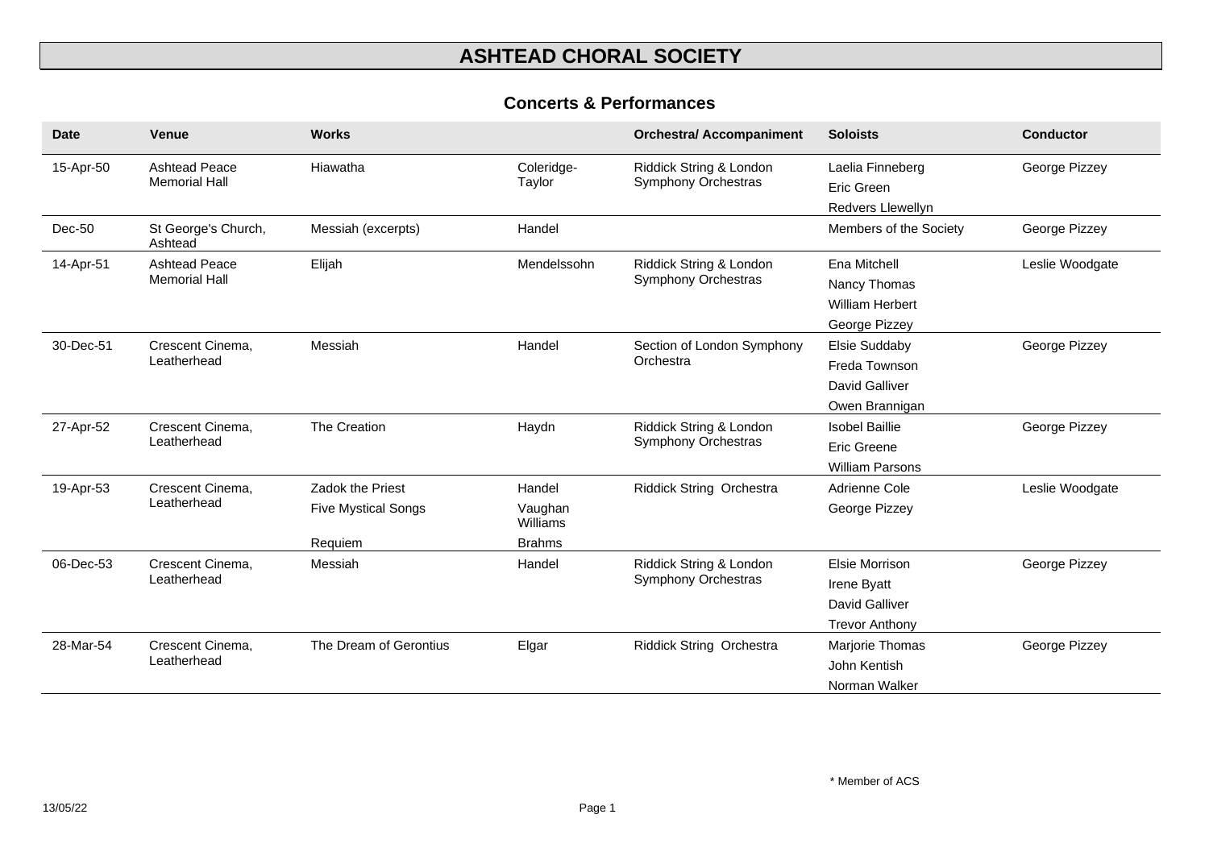# ASHTEAD CHORAL SOCIETY

## Concerts & Performances

| Date | Venue | Works | | Orchestral/ Accompaniment | Soloists | Conductor |
|---|---|---|---|---|---|---|
| 15-Apr-50 | Ashtead Peace Memorial Hall | Hiawatha | Coleridge-Taylor | Riddick String & London Symphony Orchestras | Laelia Finneberg<br>Eric Green<br>Redvers Llewellyn | George Pizzey |
| Dec-50 | St George's Church, Ashtead | Messiah (excerpts) | Handel | | Members of the Society | George Pizzey |
| 14-Apr-51 | Ashtead Peace Memorial Hall | Elijah | Mendelssohn | Riddick String & London Symphony Orchestras | Ena Mitchell<br>Nancy Thomas<br>William Herbert<br>George Pizzey | Leslie Woodgate |
| 30-Dec-51 | Crescent Cinema, Leatherhead | Messiah | Handel | Section of London Symphony Orchestra | Elsie Suddaby<br>Freda Townson<br>David Galliver<br>Owen Brannigan | George Pizzey |
| 27-Apr-52 | Crescent Cinema, Leatherhead | The Creation | Haydn | Riddick String & London Symphony Orchestras | Isobel Baillie<br>Eric Greene<br>William Parsons | George Pizzey |
| 19-Apr-53 | Crescent Cinema, Leatherhead | Zadok the Priest<br>Five Mystical Songs<br>Requiem | Handel<br>Vaughan Williams<br>Brahms | Riddick String Orchestra | Adrienne Cole<br>George Pizzey | Leslie Woodgate |
| 06-Dec-53 | Crescent Cinema, Leatherhead | Messiah | Handel | Riddick String & London Symphony Orchestras | Elsie Morrison<br>Irene Byatt<br>David Galliver<br>Trevor Anthony | George Pizzey |
| 28-Mar-54 | Crescent Cinema, Leatherhead | The Dream of Gerontius | Elgar | Riddick String Orchestra | Marjorie Thomas<br>John Kentish<br>Norman Walker | George Pizzey |

\* Member of ACS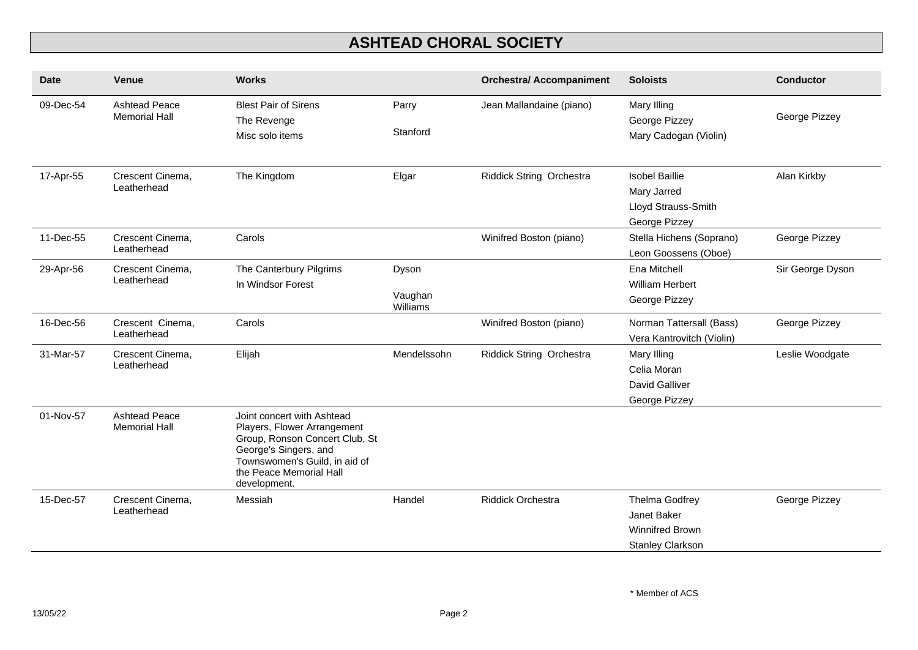# ASHTEAD CHORAL SOCIETY

| Date | Venue | Works | | Orchestra/ Accompaniment | Soloists | Conductor |
|---|---|---|---|---|---|---|
| 09-Dec-54 | Ashtead Peace Memorial Hall | Blest Pair of Sirens<br>The Revenge<br>Misc solo items | Parry<br>Stanford | Jean Mallandaine (piano) | Mary Illing<br>George Pizzey<br>Mary Cadogan (Violin) | George Pizzey |
| 17-Apr-55 | Crescent Cinema, Leatherhead | The Kingdom | Elgar | Riddick String Orchestra | Isobel Baillie<br>Mary Jarred<br>Lloyd Strauss-Smith<br>George Pizzey | Alan Kirkby |
| 11-Dec-55 | Crescent Cinema, Leatherhead | Carols | | Winifred Boston (piano) | Stella Hichens (Soprano)<br>Leon Goossens (Oboe) | George Pizzey |
| 29-Apr-56 | Crescent Cinema, Leatherhead | The Canterbury Pilgrims<br>In Windsor Forest | Dyson<br>Vaughan Williams | | Ena Mitchell<br>William Herbert<br>George Pizzey | Sir George Dyson |
| 16-Dec-56 | Crescent Cinema, Leatherhead | Carols | | Winifred Boston (piano) | Norman Tattersall (Bass)<br>Vera Kantrovitch (Violin) | George Pizzey |
| 31-Mar-57 | Crescent Cinema, Leatherhead | Elijah | Mendelssohn | Riddick String Orchestra | Mary Illing<br>Celia Moran<br>David Galliver<br>George Pizzey | Leslie Woodgate |
| 01-Nov-57 | Ashtead Peace Memorial Hall | Joint concert with Ashtead Players, Flower Arrangement Group, Ronson Concert Club, St George's Singers, and Townswomen's Guild, in aid of the Peace Memorial Hall development. | | | | |
| 15-Dec-57 | Crescent Cinema, Leatherhead | Messiah | Handel | Riddick Orchestra | Thelma Godfrey<br>Janet Baker<br>Winnifred Brown<br>Stanley Clarkson | George Pizzey |

* Member of ACS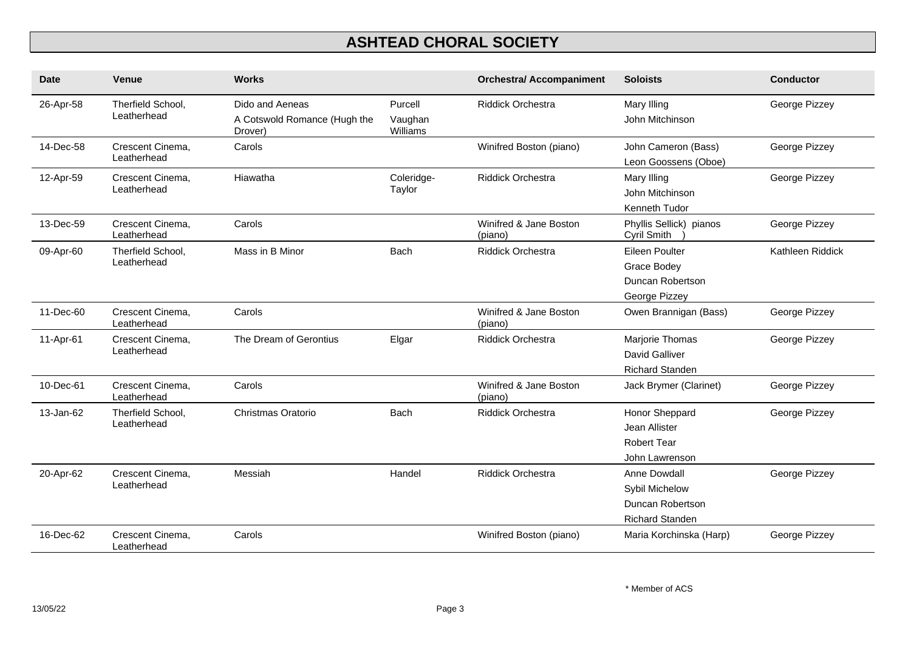# ASHTEAD CHORAL SOCIETY

| Date | Venue | Works | | Orchestral/ Accompaniment | Soloists | Conductor |
|---|---|---|---|---|---|---|
| 26-Apr-58 | Therfield School, Leatherhead | Dido and Aeneas<br>A Cotswold Romance (Hugh the Drover) | Purcell<br>Vaughan Williams | Riddick Orchestra | Mary Illing<br>John Mitchinson | George Pizzey |
| 14-Dec-58 | Crescent Cinema, Leatherhead | Carols | | Winifred Boston (piano) | John Cameron (Bass)<br>Leon Goossens (Oboe) | George Pizzey |
| 12-Apr-59 | Crescent Cinema, Leatherhead | Hiawatha | Coleridge-Taylor | Riddick Orchestra | Mary Illing<br>John Mitchinson<br>Kenneth Tudor | George Pizzey |
| 13-Dec-59 | Crescent Cinema, Leatherhead | Carols | | Winifred & Jane Boston (piano) | Phyllis Sellick) pianos<br>Cyril Smith ) | George Pizzey |
| 09-Apr-60 | Therfield School, Leatherhead | Mass in B Minor | Bach | Riddick Orchestra | Eileen Poulter<br>Grace Bodey<br>Duncan Robertson<br>George Pizzey | Kathleen Riddick |
| 11-Dec-60 | Crescent Cinema, Leatherhead | Carols | | Winifred & Jane Boston (piano) | Owen Brannigan (Bass) | George Pizzey |
| 11-Apr-61 | Crescent Cinema, Leatherhead | The Dream of Gerontius | Elgar | Riddick Orchestra | Marjorie Thomas<br>David Galliver<br>Richard Standen | George Pizzey |
| 10-Dec-61 | Crescent Cinema, Leatherhead | Carols | | Winifred & Jane Boston (piano) | Jack Brymer (Clarinet) | George Pizzey |
| 13-Jan-62 | Therfield School, Leatherhead | Christmas Oratorio | Bach | Riddick Orchestra | Honor Sheppard<br>Jean Allister<br>Robert Tear<br>John Lawrenson | George Pizzey |
| 20-Apr-62 | Crescent Cinema, Leatherhead | Messiah | Handel | Riddick Orchestra | Anne Dowdall<br>Sybil Michelow<br>Duncan Robertson<br>Richard Standen | George Pizzey |
| 16-Dec-62 | Crescent Cinema, Leatherhead | Carols | | Winifred Boston (piano) | Maria Korchinska (Harp) | George Pizzey |

\* Member of ACS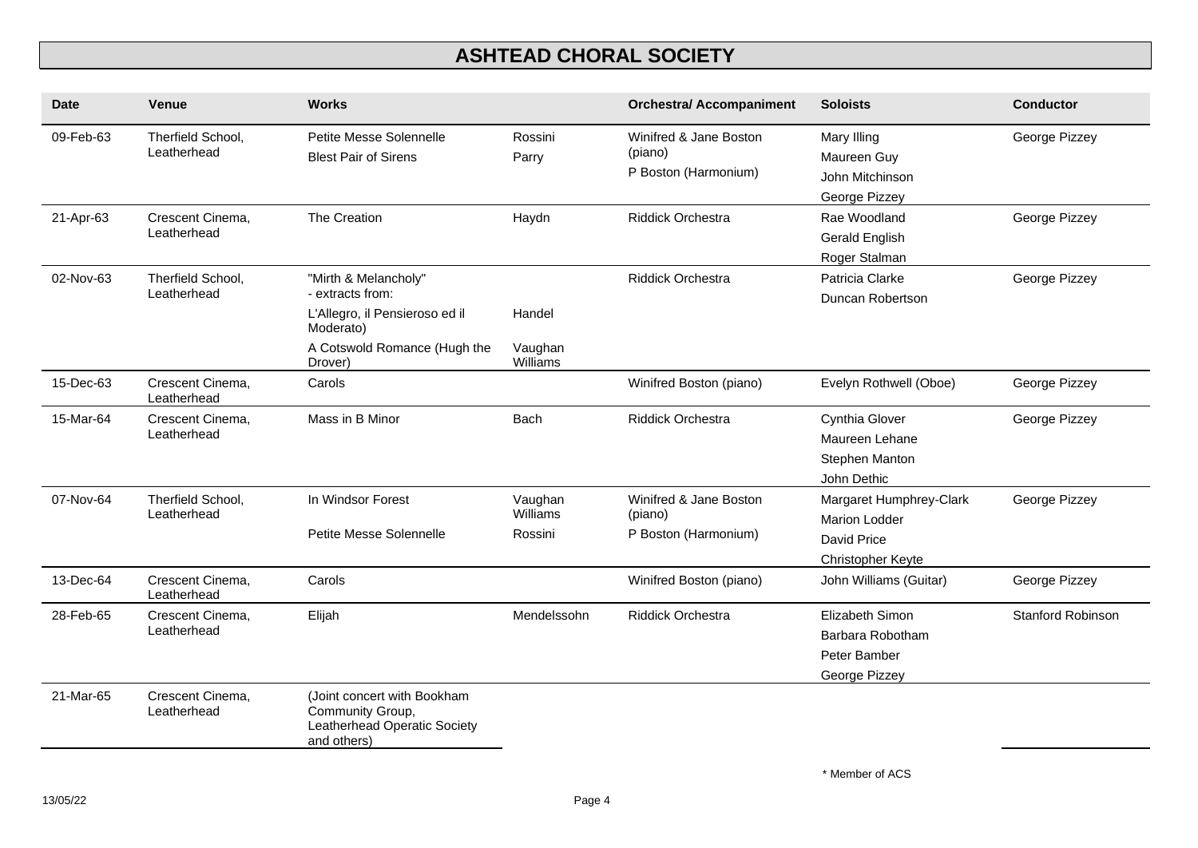# ASHTEAD CHORAL SOCIETY

| Date | Venue | Works | | Orchestra/ Accompaniment | Soloists | Conductor |
|---|---|---|---|---|---|---|
| 09-Feb-63 | Therfield School, Leatherhead | Petite Messe Solennelle<br>Blest Pair of Sirens | Rossini<br>Parry | Winifred & Jane Boston (piano)<br>P Boston (Harmonium) | Mary Illing<br>Maureen Guy<br>John Mitchinson<br>George Pizzey | George Pizzey |
| 21-Apr-63 | Crescent Cinema, Leatherhead | The Creation | Haydn | Riddick Orchestra | Rae Woodland<br>Gerald English<br>Roger Stalman | George Pizzey |
| 02-Nov-63 | Therfield School, Leatherhead | "Mirth & Melancholy" - extracts from:<br>L'Allegro, il Pensieroso ed il Moderato)<br>A Cotswold Romance (Hugh the Drover) | <br>Handel<br>Vaughan Williams | Riddick Orchestra | Patricia Clarke<br>Duncan Robertson | George Pizzey |
| 15-Dec-63 | Crescent Cinema, Leatherhead | Carols | | Winifred Boston (piano) | Evelyn Rothwell (Oboe) | George Pizzey |
| 15-Mar-64 | Crescent Cinema, Leatherhead | Mass in B Minor | Bach | Riddick Orchestra | Cynthia Glover<br>Maureen Lehane<br>Stephen Manton<br>John Dethic | George Pizzey |
| 07-Nov-64 | Therfield School, Leatherhead | In Windsor Forest<br>Petite Messe Solennelle | Vaughan Williams<br>Rossini | Winifred & Jane Boston (piano)<br>P Boston (Harmonium) | Margaret Humphrey-Clark<br>Marion Lodder<br>David Price<br>Christopher Keyte | George Pizzey |
| 13-Dec-64 | Crescent Cinema, Leatherhead | Carols | | Winifred Boston (piano) | John Williams (Guitar) | George Pizzey |
| 28-Feb-65 | Crescent Cinema, Leatherhead | Elijah | Mendelssohn | Riddick Orchestra | Elizabeth Simon<br>Barbara Robotham<br>Peter Bamber<br>George Pizzey | Stanford Robinson |
| 21-Mar-65 | Crescent Cinema, Leatherhead | (Joint concert with Bookham Community Group, Leatherhead Operatic Society and others) | | | | |

\* Member of ACS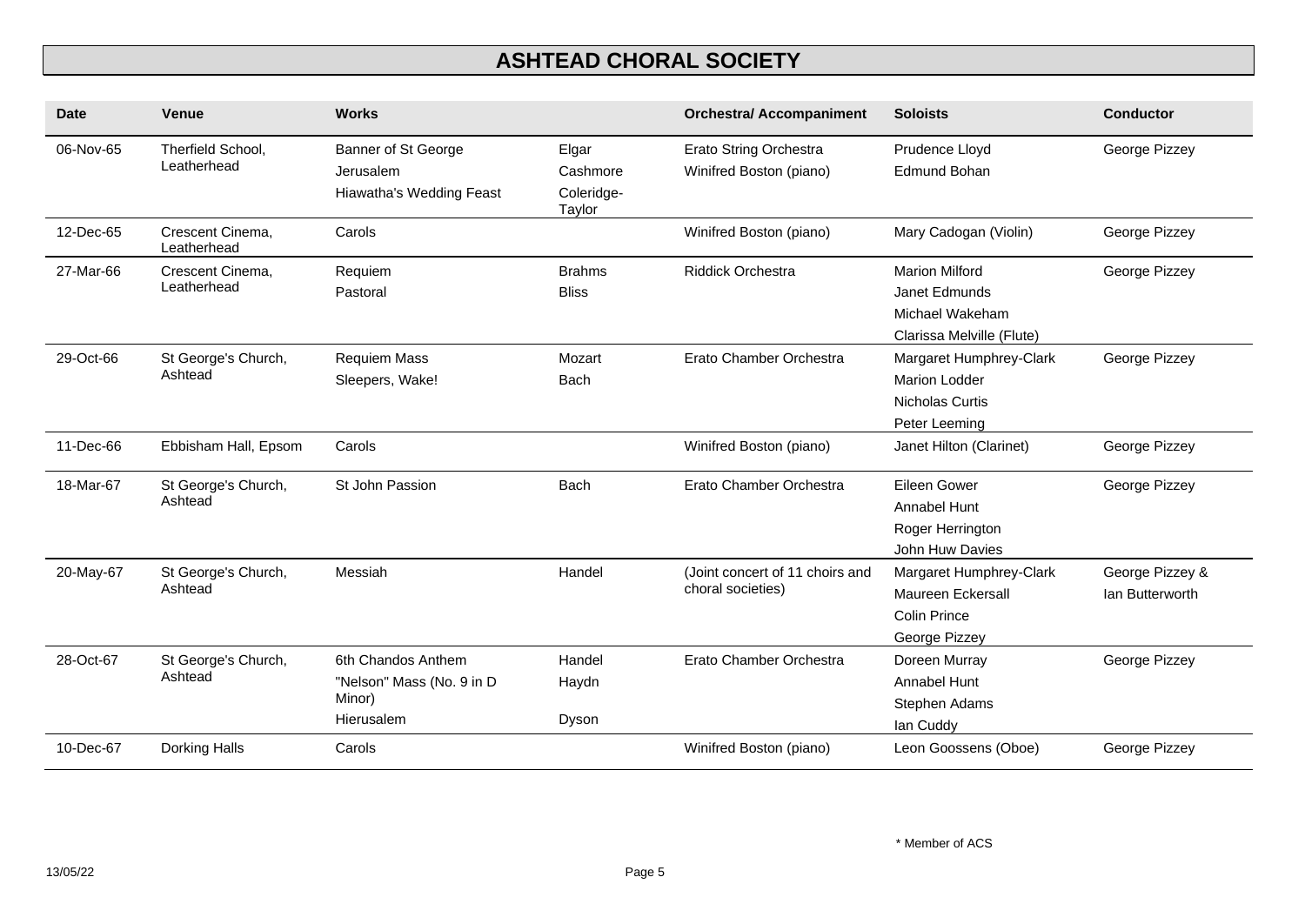# ASHTEAD CHORAL SOCIETY

| Date | Venue | Works | | Orchestral/ Accompaniment | Soloists | Conductor |
|---|---|---|---|---|---|---|
| 06-Nov-65 | Therfield School, Leatherhead | Banner of St George<br>Jerusalem<br>Hiawatha's Wedding Feast | Elgar<br>Cashmore<br>Coleridge-Taylor | Erato String Orchestra<br>Winifred Boston (piano) | Prudence Lloyd<br>Edmund Bohan | George Pizzey |
| 12-Dec-65 | Crescent Cinema, Leatherhead | Carols | | Winifred Boston (piano) | Mary Cadogan (Violin) | George Pizzey |
| 27-Mar-66 | Crescent Cinema, Leatherhead | Requiem<br>Pastoral | Brahms<br>Bliss | Riddick Orchestra | Marion Milford<br>Janet Edmunds<br>Michael Wakeham<br>Clarissa Melville (Flute) | George Pizzey |
| 29-Oct-66 | St George's Church, Ashtead | Requiem Mass<br>Sleepers, Wake! | Mozart<br>Bach | Erato Chamber Orchestra | Margaret Humphrey-Clark<br>Marion Lodder<br>Nicholas Curtis<br>Peter Leeming | George Pizzey |
| 11-Dec-66 | Ebbisham Hall, Epsom | Carols | | Winifred Boston (piano) | Janet Hilton (Clarinet) | George Pizzey |
| 18-Mar-67 | St George's Church, Ashtead | St John Passion | Bach | Erato Chamber Orchestra | Eileen Gower<br>Annabel Hunt<br>Roger Herrington<br>John Huw Davies | George Pizzey |
| 20-May-67 | St George's Church, Ashtead | Messiah | Handel | (Joint concert of 11 choirs and choral societies) | Margaret Humphrey-Clark<br>Maureen Eckersall<br>Colin Prince<br>George Pizzey | George Pizzey &<br>Ian Butterworth |
| 28-Oct-67 | St George's Church, Ashtead | 6th Chandos Anthem<br>"Nelson" Mass (No. 9 in D Minor)<br>Hierusalem | Handel<br>Haydn<br>Dyson | Erato Chamber Orchestra | Doreen Murray<br>Annabel Hunt<br>Stephen Adams<br>Ian Cuddy | George Pizzey |
| 10-Dec-67 | Dorking Halls | Carols | | Winifred Boston (piano) | Leon Goossens (Oboe) | George Pizzey |

\* Member of ACS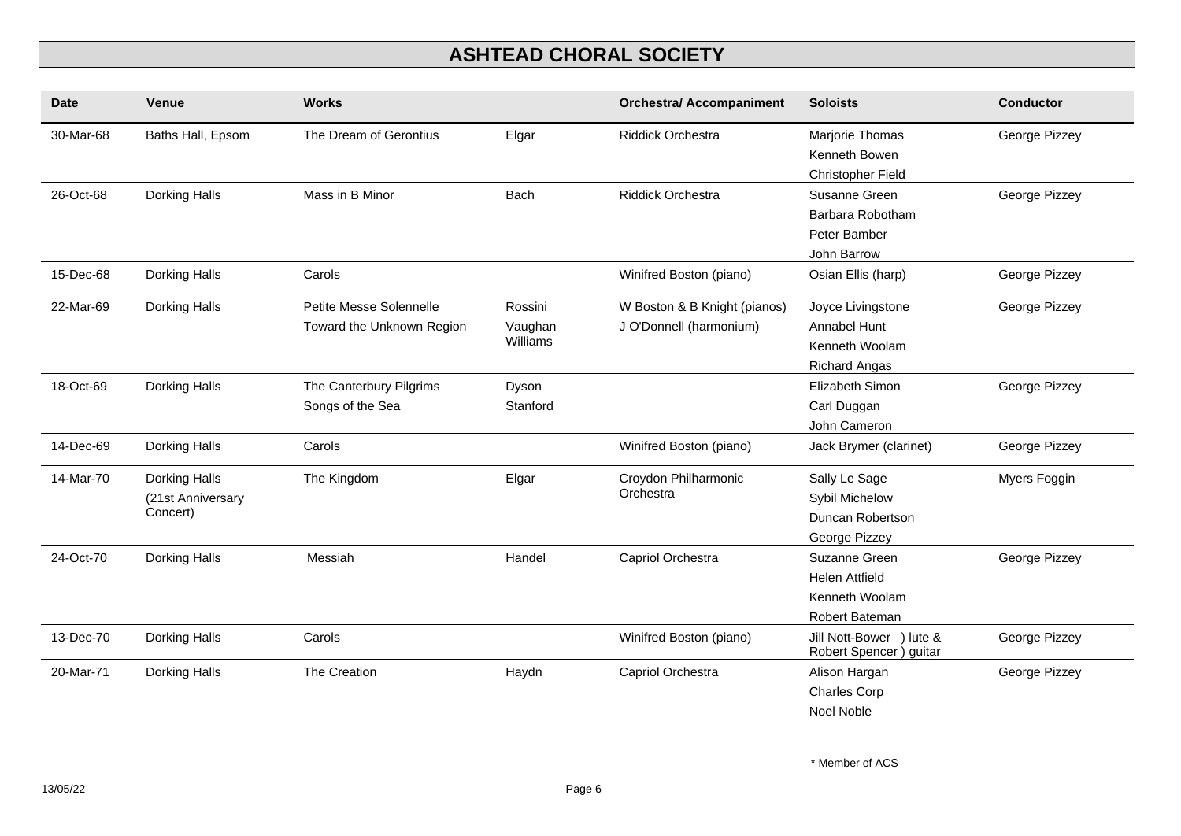# ASHTEAD CHORAL SOCIETY

| Date | Venue | Works | | Orchestral/ Accompaniment | Soloists | Conductor |
|---|---|---|---|---|---|---|
| 30-Mar-68 | Baths Hall, Epsom | The Dream of Gerontius | Elgar | Riddick Orchestra | Marjorie Thomas<br>Kenneth Bowen<br>Christopher Field | George Pizzey |
| 26-Oct-68 | Dorking Halls | Mass in B Minor | Bach | Riddick Orchestra | Susanne Green<br>Barbara Robotham<br>Peter Bamber<br>John Barrow | George Pizzey |
| 15-Dec-68 | Dorking Halls | Carols | | Winifred Boston (piano) | Osian Ellis (harp) | George Pizzey |
| 22-Mar-69 | Dorking Halls | Petite Messe Solennelle<br>Toward the Unknown Region | Rossini<br>Vaughan Williams | W Boston & B Knight (pianos)<br>J O'Donnell (harmonium) | Joyce Livingstone<br>Annabel Hunt<br>Kenneth Woolam<br>Richard Angas | George Pizzey |
| 18-Oct-69 | Dorking Halls | The Canterbury Pilgrims<br>Songs of the Sea | Dyson<br>Stanford | | Elizabeth Simon<br>Carl Duggan<br>John Cameron | George Pizzey |
| 14-Dec-69 | Dorking Halls | Carols | | Winifred Boston (piano) | Jack Brymer (clarinet) | George Pizzey |
| 14-Mar-70 | Dorking Halls (21st Anniversary Concert) | The Kingdom | Elgar | Croydon Philharmonic Orchestra | Sally Le Sage<br>Sybil Michelow<br>Duncan Robertson<br>George Pizzey | Myers Foggin |
| 24-Oct-70 | Dorking Halls | Messiah | Handel | Capriol Orchestra | Suzanne Green<br>Helen Attfield<br>Kenneth Woolam<br>Robert Bateman | George Pizzey |
| 13-Dec-70 | Dorking Halls | Carols | | Winifred Boston (piano) | Jill Nott-Bower ) lute &<br>Robert Spencer ) guitar | George Pizzey |
| 20-Mar-71 | Dorking Halls | The Creation | Haydn | Capriol Orchestra | Alison Hargan<br>Charles Corp<br>Noel Noble | George Pizzey |

\* Member of ACS

13/05/22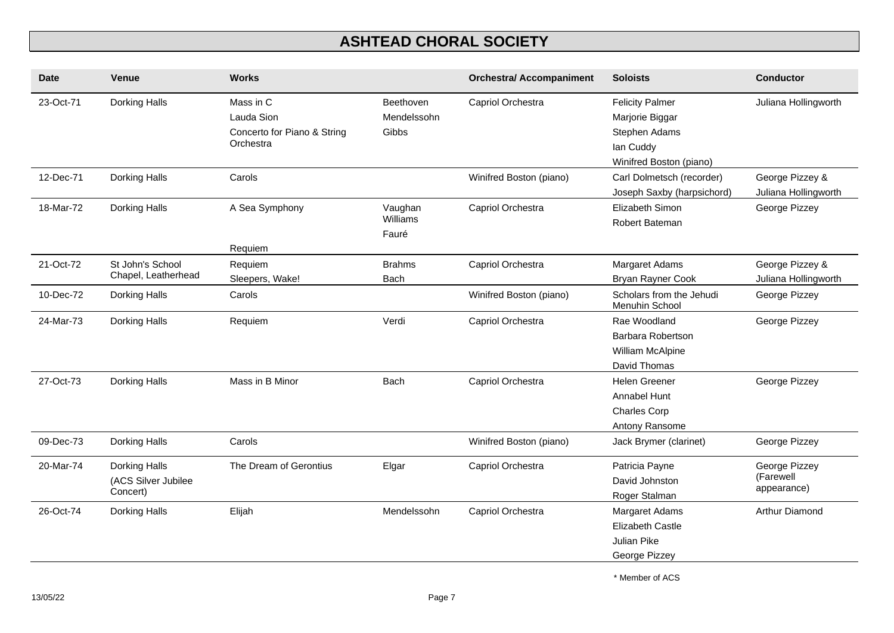# ASHTEAD CHORAL SOCIETY

| Date | Venue | Works | | Orchestral/ Accompaniment | Soloists | Conductor |
|---|---|---|---|---|---|---|
| 23-Oct-71 | Dorking Halls | Mass in C | Beethoven | Capriol Orchestra | Felicity Palmer | Juliana Hollingworth |
| | | Lauda Sion | Mendelssohn | | Marjorie Biggar | |
| | | Concerto for Piano & String Orchestra | Gibbs | | Stephen Adams | |
| | | | | | Ian Cuddy | |
| | | | | | Winifred Boston (piano) | |
| 12-Dec-71 | Dorking Halls | Carols | | Winifred Boston (piano) | Carl Dolmetsch (recorder) | George Pizzey & |
| | | | | | Joseph Saxby (harpsichord) | Juliana Hollingworth |
| 18-Mar-72 | Dorking Halls | A Sea Symphony | Vaughan Williams | Capriol Orchestra | Elizabeth Simon | George Pizzey |
| | | | | | Robert Bateman | |
| | | Requiem | Fauré | | | |
| 21-Oct-72 | St John's School Chapel, Leatherhead | Requiem | Brahms | Capriol Orchestra | Margaret Adams | George Pizzey & |
| | | Sleepers, Wake! | Bach | | Bryan Rayner Cook | Juliana Hollingworth |
| 10-Dec-72 | Dorking Halls | Carols | | Winifred Boston (piano) | Scholars from the Jehudi Menuhin School | George Pizzey |
| 24-Mar-73 | Dorking Halls | Requiem | Verdi | Capriol Orchestra | Rae Woodland | George Pizzey |
| | | | | | Barbara Robertson | |
| | | | | | William McAlpine | |
| | | | | | David Thomas | |
| 27-Oct-73 | Dorking Halls | Mass in B Minor | Bach | Capriol Orchestra | Helen Greener | George Pizzey |
| | | | | | Annabel Hunt | |
| | | | | | Charles Corp | |
| | | | | | Antony Ransome | |
| 09-Dec-73 | Dorking Halls | Carols | | Winifred Boston (piano) | Jack Brymer (clarinet) | George Pizzey |
| 20-Mar-74 | Dorking Halls (ACS Silver Jubilee Concert) | The Dream of Gerontius | Elgar | Capriol Orchestra | Patricia Payne | George Pizzey (Farewell appearance) |
| | | | | | David Johnston | |
| | | | | | Roger Stalman | |
| 26-Oct-74 | Dorking Halls | Elijah | Mendelssohn | Capriol Orchestra | Margaret Adams | Arthur Diamond |
| | | | | | Elizabeth Castle | |
| | | | | | Julian Pike | |
| | | | | | George Pizzey | |

\* Member of ACS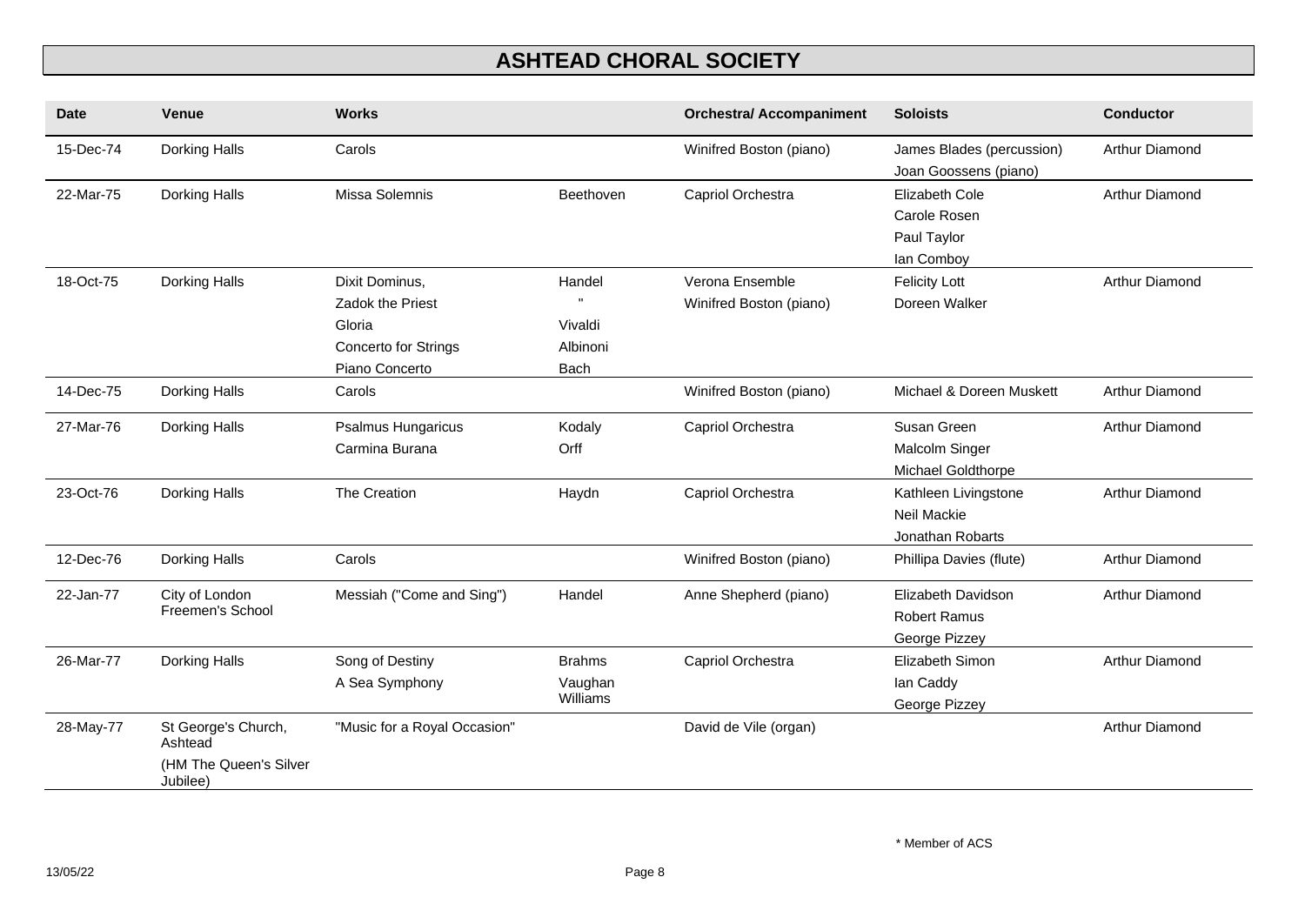# ASHTEAD CHORAL SOCIETY

| Date | Venue | Works | | Orchestral/ Accompaniment | Soloists | Conductor |
|---|---|---|---|---|---|---|
| 15-Dec-74 | Dorking Halls | Carols | | Winifred Boston (piano) | James Blades (percussion)<br>Joan Goossens (piano) | Arthur Diamond |
| 22-Mar-75 | Dorking Halls | Missa Solemnis | Beethoven | Capriol Orchestra | Elizabeth Cole<br>Carole Rosen<br>Paul Taylor<br>Ian Comboy | Arthur Diamond |
| 18-Oct-75 | Dorking Halls | Dixit Dominus,<br>Zadok the Priest<br>Gloria<br>Concerto for Strings<br>Piano Concerto | Handel<br>"<br>Vivaldi<br>Albinoni<br>Bach | Verona Ensemble<br>Winifred Boston (piano) | Felicity Lott<br>Doreen Walker | Arthur Diamond |
| 14-Dec-75 | Dorking Halls | Carols | | Winifred Boston (piano) | Michael & Doreen Muskett | Arthur Diamond |
| 27-Mar-76 | Dorking Halls | Psalmus Hungaricus<br>Carmina Burana | Kodaly<br>Orff | Capriol Orchestra | Susan Green<br>Malcolm Singer<br>Michael Goldthorpe | Arthur Diamond |
| 23-Oct-76 | Dorking Halls | The Creation | Haydn | Capriol Orchestra | Kathleen Livingstone<br>Neil Mackie<br>Jonathan Robarts | Arthur Diamond |
| 12-Dec-76 | Dorking Halls | Carols | | Winifred Boston (piano) | Phillipa Davies (flute) | Arthur Diamond |
| 22-Jan-77 | City of London Freemen's School | Messiah ("Come and Sing") | Handel | Anne Shepherd (piano) | Elizabeth Davidson<br>Robert Ramus<br>George Pizzey | Arthur Diamond |
| 26-Mar-77 | Dorking Halls | Song of Destiny<br>A Sea Symphony | Brahms<br>Vaughan Williams | Capriol Orchestra | Elizabeth Simon<br>Ian Caddy<br>George Pizzey | Arthur Diamond |
| 28-May-77 | St George's Church, Ashtead<br>(HM The Queen's Silver Jubilee) | "Music for a Royal Occasion" | | David de Vile (organ) | | Arthur Diamond |

* Member of ACS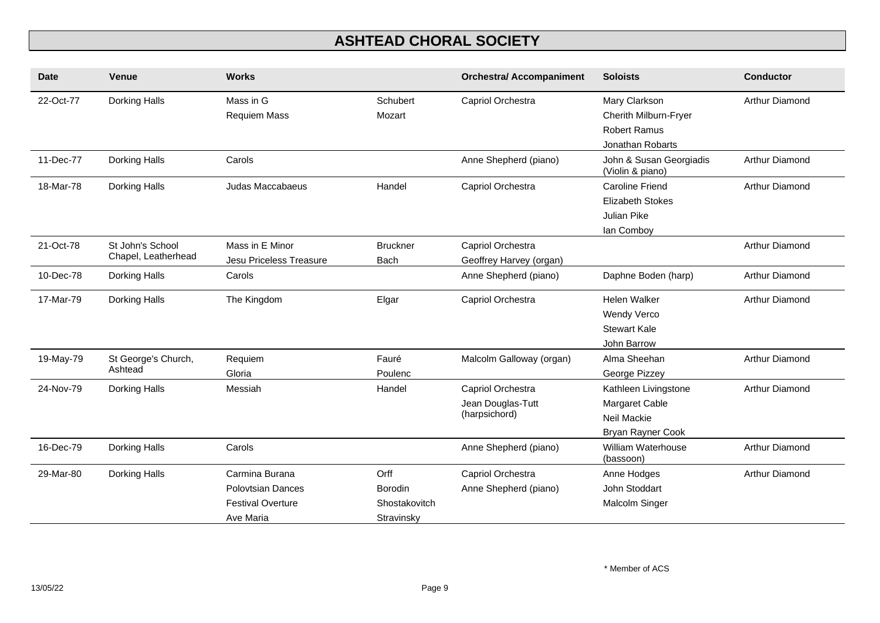# ASHTEAD CHORAL SOCIETY

| Date | Venue | Works | | Orchestral/ Accompaniment | Soloists | Conductor |
|---|---|---|---|---|---|---|
| 22-Oct-77 | Dorking Halls | Mass in G | Schubert | Capriol Orchestra | Mary Clarkson | Arthur Diamond |
| | | Requiem Mass | Mozart | | Cherith Milburn-Fryer | |
| | | | | | Robert Ramus | |
| | | | | | Jonathan Robarts | |
| 11-Dec-77 | Dorking Halls | Carols | | Anne Shepherd (piano) | John & Susan Georgiadis (Violin & piano) | Arthur Diamond |
| 18-Mar-78 | Dorking Halls | Judas Maccabaeus | Handel | Capriol Orchestra | Caroline Friend | Arthur Diamond |
| | | | | | Elizabeth Stokes | |
| | | | | | Julian Pike | |
| | | | | | Ian Comboy | |
| 21-Oct-78 | St John's School Chapel, Leatherhead | Mass in E Minor | Bruckner | Capriol Orchestra | | Arthur Diamond |
| | | Jesu Priceless Treasure | Bach | Geoffrey Harvey (organ) | | |
| 10-Dec-78 | Dorking Halls | Carols | | Anne Shepherd (piano) | Daphne Boden (harp) | Arthur Diamond |
| 17-Mar-79 | Dorking Halls | The Kingdom | Elgar | Capriol Orchestra | Helen Walker | Arthur Diamond |
| | | | | | Wendy Verco | |
| | | | | | Stewart Kale | |
| | | | | | John Barrow | |
| 19-May-79 | St George's Church, Ashtead | Requiem | Fauré | Malcolm Galloway (organ) | Alma Sheehan | Arthur Diamond |
| | | Gloria | Poulenc | | George Pizzey | |
| 24-Nov-79 | Dorking Halls | Messiah | Handel | Capriol Orchestra | Kathleen Livingstone | Arthur Diamond |
| | | | | Jean Douglas-Tutt (harpsichord) | Margaret Cable | |
| | | | | | Neil Mackie | |
| | | | | | Bryan Rayner Cook | |
| 16-Dec-79 | Dorking Halls | Carols | | Anne Shepherd (piano) | William Waterhouse (bassoon) | Arthur Diamond |
| 29-Mar-80 | Dorking Halls | Carmina Burana | Orff | Capriol Orchestra | Anne Hodges | Arthur Diamond |
| | | Polovtsian Dances | Borodin | Anne Shepherd (piano) | John Stoddart | |
| | | Festival Overture | Shostakovitch | | Malcolm Singer | |
| | | Ave Maria | Stravinsky | | | |

\* Member of ACS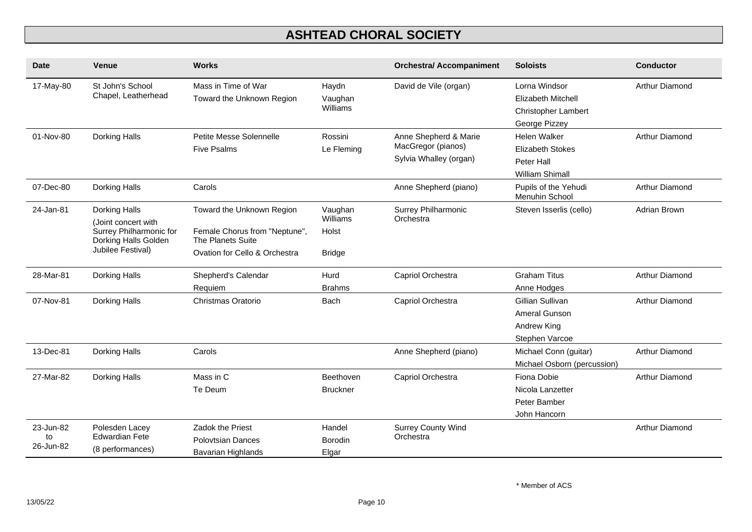# ASHTEAD CHORAL SOCIETY

| Date | Venue | Works | | Orchestral/ Accompaniment | Soloists | Conductor |
|---|---|---|---|---|---|---|
| 17-May-80 | St John's School Chapel, Leatherhead | Mass in Time of War<br>Toward the Unknown Region | Haydn<br>Vaughan Williams | David de Vile (organ) | Lorna Windsor<br>Elizabeth Mitchell<br>Christopher Lambert<br>George Pizzey | Arthur Diamond |
| 01-Nov-80 | Dorking Halls | Petite Messe Solennelle<br>Five Psalms | Rossini<br>Le Fleming | Anne Shepherd & Marie MacGregor (pianos)<br>Sylvia Whalley (organ) | Helen Walker<br>Elizabeth Stokes<br>Peter Hall<br>William Shimall | Arthur Diamond |
| 07-Dec-80 | Dorking Halls | Carols | | Anne Shepherd (piano) | Pupils of the Yehudi Menuhin School | Arthur Diamond |
| 24-Jan-81 | Dorking Halls (Joint concert with Surrey Philharmonic for Dorking Halls Golden Jubilee Festival) | Toward the Unknown Region<br>Female Chorus from "Neptune", The Planets Suite<br>Ovation for Cello & Orchestra | Vaughan Williams<br>Holst<br>Bridge | Surrey Philharmonic Orchestra | Steven Isserlis (cello) | Adrian Brown |
| 28-Mar-81 | Dorking Halls | Shepherd's Calendar<br>Requiem | Hurd<br>Brahms | Capriol Orchestra | Graham Titus<br>Anne Hodges | Arthur Diamond |
| 07-Nov-81 | Dorking Halls | Christmas Oratorio | Bach | Capriol Orchestra | Gillian Sullivan<br>Ameral Gunson<br>Andrew King<br>Stephen Varcoe | Arthur Diamond |
| 13-Dec-81 | Dorking Halls | Carols | | Anne Shepherd (piano) | Michael Conn (guitar)<br>Michael Osborn (percussion) | Arthur Diamond |
| 27-Mar-82 | Dorking Halls | Mass in C<br>Te Deum | Beethoven<br>Bruckner | Capriol Orchestra | Fiona Dobie<br>Nicola Lanzetter<br>Peter Bamber<br>John Hancorn | Arthur Diamond |
| 23-Jun-82 to 26-Jun-82 | Polesden Lacey Edwardian Fete (8 performances) | Zadok the Priest<br>Polovtsian Dances<br>Bavarian Highlands | Handel<br>Borodin<br>Elgar | Surrey County Wind Orchestra | | Arthur Diamond |

\* Member of ACS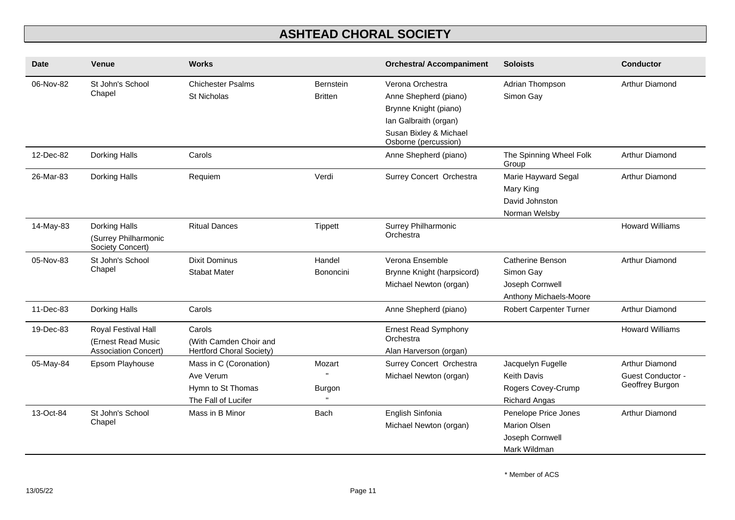# ASHTEAD CHORAL SOCIETY

| Date | Venue | Works | | Orchestral/ Accompaniment | Soloists | Conductor |
|---|---|---|---|---|---|---|
| 06-Nov-82 | St John's School Chapel | Chichester Psalms<br>St Nicholas | Bernstein<br>Britten | Verona Orchestra<br>Anne Shepherd (piano)<br>Brynne Knight (piano)<br>Ian Galbraith (organ)<br>Susan Bixley & Michael Osborne (percussion) | Adrian Thompson<br>Simon Gay | Arthur Diamond |
| 12-Dec-82 | Dorking Halls | Carols | | Anne Shepherd (piano) | The Spinning Wheel Folk Group | Arthur Diamond |
| 26-Mar-83 | Dorking Halls | Requiem | Verdi | Surrey Concert Orchestra | Marie Hayward Segal<br>Mary King<br>David Johnston<br>Norman Welsby | Arthur Diamond |
| 14-May-83 | Dorking Halls<br>(Surrey Philharmonic Society Concert) | Ritual Dances | Tippett | Surrey Philharmonic Orchestra | | Howard Williams |
| 05-Nov-83 | St John's School Chapel | Dixit Dominus<br>Stabat Mater | Handel<br>Bononcini | Verona Ensemble<br>Brynne Knight (harpsicord)<br>Michael Newton (organ) | Catherine Benson<br>Simon Gay<br>Joseph Cornwell<br>Anthony Michaels-Moore | Arthur Diamond |
| 11-Dec-83 | Dorking Halls | Carols | | Anne Shepherd (piano) | Robert Carpenter Turner | Arthur Diamond |
| 19-Dec-83 | Royal Festival Hall<br>(Ernest Read Music Association Concert) | Carols<br>(With Camden Choir and Hertford Choral Society) | | Ernest Read Symphony Orchestra<br>Alan Harverson (organ) | | Howard Williams |
| 05-May-84 | Epsom Playhouse | Mass in C (Coronation)<br>Ave Verum<br>Hymn to St Thomas<br>The Fall of Lucifer | Mozart<br>"<br>Burgon<br>" | Surrey Concert Orchestra<br>Michael Newton (organ) | Jacquelyn Fugelle<br>Keith Davis<br>Rogers Covey-Crump<br>Richard Angas | Arthur Diamond<br>Guest Conductor - Geoffrey Burgon |
| 13-Oct-84 | St John's School Chapel | Mass in B Minor | Bach | English Sinfonia<br>Michael Newton (organ) | Penelope Price Jones<br>Marion Olsen<br>Joseph Cornwell<br>Mark Wildman | Arthur Diamond |

\* Member of ACS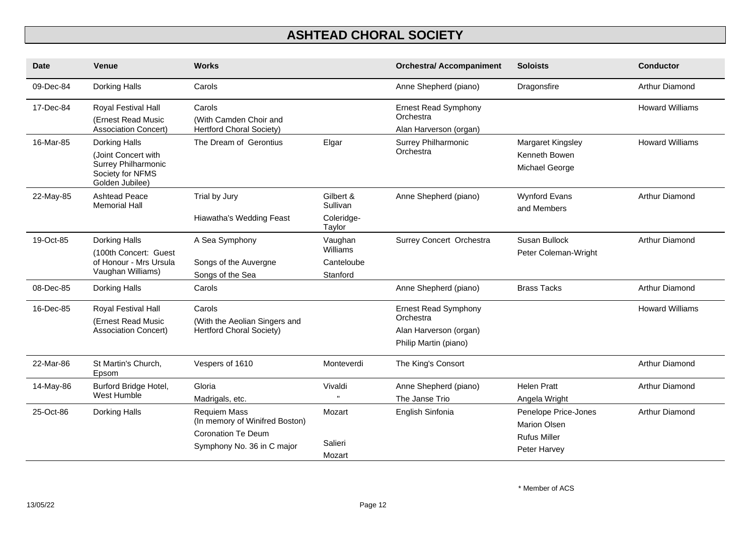# ASHTEAD CHORAL SOCIETY

| Date | Venue | Works | | Orchestral/ Accompaniment | Soloists | Conductor |
|---|---|---|---|---|---|---|
| 09-Dec-84 | Dorking Halls | Carols | | Anne Shepherd (piano) | Dragonsfire | Arthur Diamond |
| 17-Dec-84 | Royal Festival Hall (Ernest Read Music Association Concert) | Carols (With Camden Choir and Hertford Choral Society) | | Ernest Read Symphony Orchestra<br>Alan Harverson (organ) | | Howard Williams |
| 16-Mar-85 | Dorking Halls (Joint Concert with Surrey Philharmonic Society for NFMS Golden Jubilee) | The Dream of Gerontius | Elgar | Surrey Philharmonic Orchestra | Margaret Kingsley<br>Kenneth Bowen<br>Michael George | Howard Williams |
| 22-May-85 | Ashtead Peace Memorial Hall | Trial by Jury<br>Hiawatha's Wedding Feast | Gilbert & Sullivan<br>Coleridge-Taylor | Anne Shepherd (piano) | Wynford Evans and Members | Arthur Diamond |
| 19-Oct-85 | Dorking Halls (100th Concert: Guest of Honour - Mrs Ursula Vaughan Williams) | A Sea Symphony<br>Songs of the Auvergne<br>Songs of the Sea | Vaughan Williams<br>Canteloube<br>Stanford | Surrey Concert Orchestra | Susan Bullock<br>Peter Coleman-Wright | Arthur Diamond |
| 08-Dec-85 | Dorking Halls | Carols | | Anne Shepherd (piano) | Brass Tacks | Arthur Diamond |
| 16-Dec-85 | Royal Festival Hall (Ernest Read Music Association Concert) | Carols (With the Aeolian Singers and Hertford Choral Society) | | Ernest Read Symphony Orchestra<br>Alan Harverson (organ)<br>Philip Martin (piano) | | Howard Williams |
| 22-Mar-86 | St Martin's Church, Epsom | Vespers of 1610 | Monteverdi | The King's Consort | | Arthur Diamond |
| 14-May-86 | Burford Bridge Hotel, West Humble | Gloria<br>Madrigals, etc. | Vivaldi<br>" | Anne Shepherd (piano)<br>The Janse Trio | Helen Pratt<br>Angela Wright | Arthur Diamond |
| 25-Oct-86 | Dorking Halls | Requiem Mass (In memory of Winifred Boston)<br>Coronation Te Deum<br>Symphony No. 36 in C major | Mozart<br><br>Salieri<br>Mozart | English Sinfonia | Penelope Price-Jones<br>Marion Olsen<br>Rufus Miller<br>Peter Harvey | Arthur Diamond |

* Member of ACS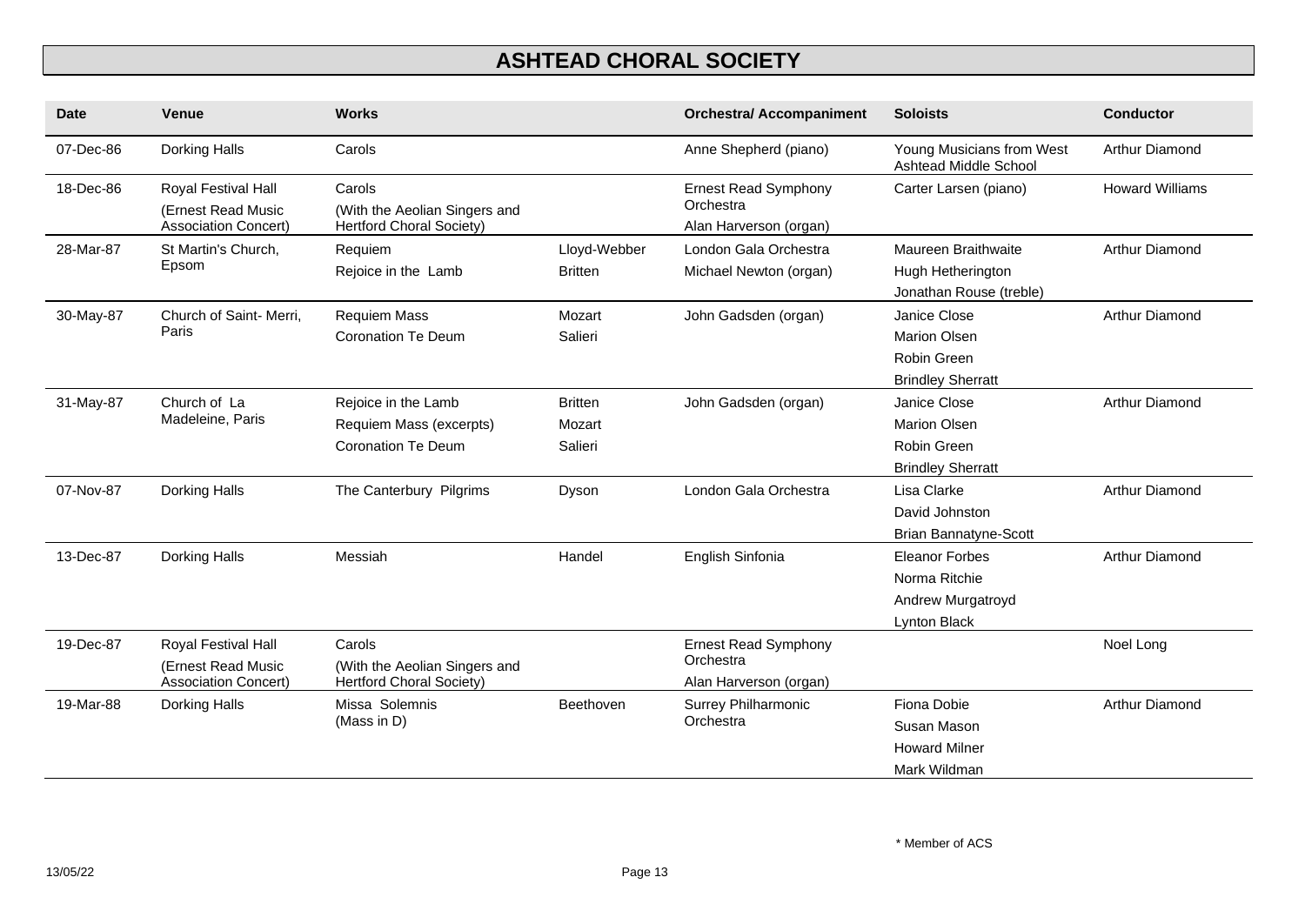# ASHTEAD CHORAL SOCIETY

| Date | Venue | Works | | Orchestral/ Accompaniment | Soloists | Conductor |
|---|---|---|---|---|---|---|
| 07-Dec-86 | Dorking Halls | Carols | | Anne Shepherd (piano) | Young Musicians from West Ashtead Middle School | Arthur Diamond |
| 18-Dec-86 | Royal Festival Hall (Ernest Read Music Association Concert) | Carols (With the Aeolian Singers and Hertford Choral Society) | | Ernest Read Symphony Orchestra<br>Alan Harverson (organ) | Carter Larsen (piano) | Howard Williams |
| 28-Mar-87 | St Martin's Church, Epsom | Requiem<br>Rejoice in the Lamb | Lloyd-Webber<br>Britten | London Gala Orchestra<br>Michael Newton (organ) | Maureen Braithwaite<br>Hugh Hetherington<br>Jonathan Rouse (treble) | Arthur Diamond |
| 30-May-87 | Church of Saint- Merri, Paris | Requiem Mass<br>Coronation Te Deum | Mozart<br>Salieri | John Gadsden (organ) | Janice Close<br>Marion Olsen<br>Robin Green<br>Brindley Sherratt | Arthur Diamond |
| 31-May-87 | Church of La Madeleine, Paris | Rejoice in the Lamb<br>Requiem Mass (excerpts)<br>Coronation Te Deum | Britten<br>Mozart<br>Salieri | John Gadsden (organ) | Janice Close<br>Marion Olsen<br>Robin Green<br>Brindley Sherratt | Arthur Diamond |
| 07-Nov-87 | Dorking Halls | The Canterbury Pilgrims | Dyson | London Gala Orchestra | Lisa Clarke<br>David Johnston<br>Brian Bannatyne-Scott | Arthur Diamond |
| 13-Dec-87 | Dorking Halls | Messiah | Handel | English Sinfonia | Eleanor Forbes<br>Norma Ritchie<br>Andrew Murgatroyd<br>Lynton Black | Arthur Diamond |
| 19-Dec-87 | Royal Festival Hall (Ernest Read Music Association Concert) | Carols (With the Aeolian Singers and Hertford Choral Society) | | Ernest Read Symphony Orchestra<br>Alan Harverson (organ) | | Noel Long |
| 19-Mar-88 | Dorking Halls | Missa Solemnis (Mass in D) | Beethoven | Surrey Philharmonic Orchestra | Fiona Dobie<br>Susan Mason<br>Howard Milner<br>Mark Wildman | Arthur Diamond |

* Member of ACS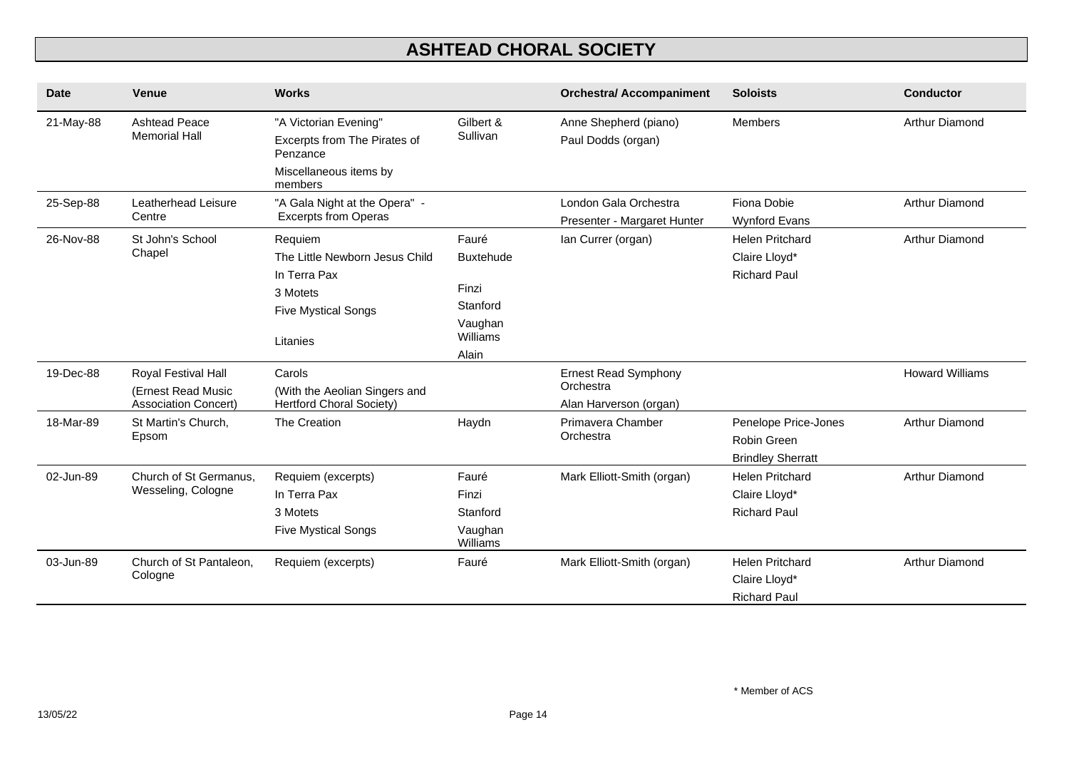# ASHTEAD CHORAL SOCIETY

| Date | Venue | Works | | Orchestra/ Accompaniment | Soloists | Conductor |
|---|---|---|---|---|---|---|
| 21-May-88 | Ashtead Peace Memorial Hall | "A Victorian Evening"<br>Excerpts from The Pirates of Penzance<br>Miscellaneous items by members | Gilbert & Sullivan | Anne Shepherd (piano)<br>Paul Dodds (organ) | Members | Arthur Diamond |
| 25-Sep-88 | Leatherhead Leisure Centre | "A Gala Night at the Opera" - Excerpts from Operas | | London Gala Orchestra<br>Presenter - Margaret Hunter | Fiona Dobie<br>Wynford Evans | Arthur Diamond |
| 26-Nov-88 | St John's School Chapel | Requiem<br>The Little Newborn Jesus Child<br>In Terra Pax<br>3 Motets<br>Five Mystical Songs<br>Litanies | Fauré<br>Buxtehude<br>Finzi<br>Stanford<br>Vaughan Williams<br>Alain | Ian Currer (organ) | Helen Pritchard<br>Claire Lloyd*<br>Richard Paul | Arthur Diamond |
| 19-Dec-88 | Royal Festival Hall<br>(Ernest Read Music Association Concert) | Carols<br>(With the Aeolian Singers and Hertford Choral Society) | | Ernest Read Symphony Orchestra<br>Alan Harverson (organ) | | Howard Williams |
| 18-Mar-89 | St Martin's Church, Epsom | The Creation | Haydn | Primavera Chamber Orchestra | Penelope Price-Jones<br>Robin Green<br>Brindley Sherratt | Arthur Diamond |
| 02-Jun-89 | Church of St Germanus, Wesseling, Cologne | Requiem (excerpts)<br>In Terra Pax<br>3 Motets<br>Five Mystical Songs | Fauré<br>Finzi<br>Stanford<br>Vaughan Williams | Mark Elliott-Smith (organ) | Helen Pritchard<br>Claire Lloyd*<br>Richard Paul | Arthur Diamond |
| 03-Jun-89 | Church of St Pantaleon, Cologne | Requiem (excerpts) | Fauré | Mark Elliott-Smith (organ) | Helen Pritchard<br>Claire Lloyd*<br>Richard Paul | Arthur Diamond |

\* Member of ACS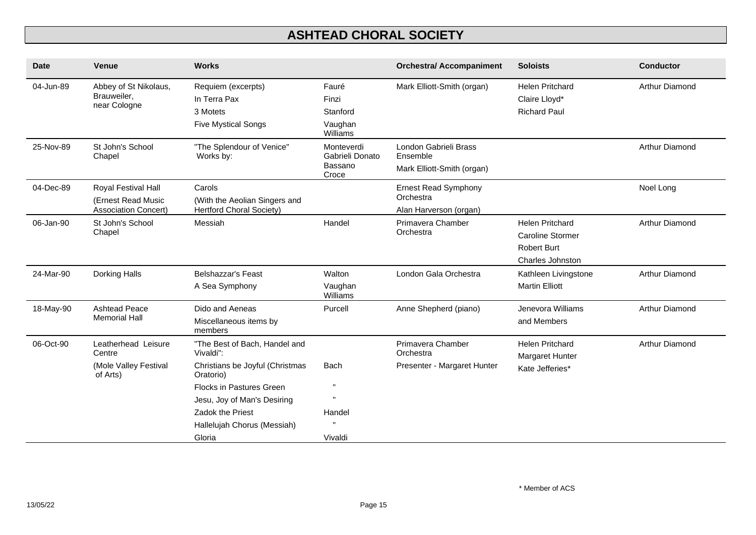# ASHTEAD CHORAL SOCIETY

| Date | Venue | Works | | Orchestral/ Accompaniment | Soloists | Conductor |
| --- | --- | --- | --- | --- | --- | --- |
| 04-Jun-89 | Abbey of St Nikolaus, Brauweiler, near Cologne | Requiem (excerpts)<br>In Terra Pax<br>3 Motets<br>Five Mystical Songs | Fauré<br>Finzi<br>Stanford<br>Vaughan Williams | Mark Elliott-Smith (organ) | Helen Pritchard<br>Claire Lloyd*<br>Richard Paul | Arthur Diamond |
| 25-Nov-89 | St John's School Chapel | "The Splendour of Venice" Works by: | Monteverdi<br>Gabrieli Donato<br>Bassano<br>Croce | London Gabrieli Brass Ensemble<br>Mark Elliott-Smith (organ) | | Arthur Diamond |
| 04-Dec-89 | Royal Festival Hall<br>(Ernest Read Music Association Concert) | Carols<br>(With the Aeolian Singers and Hertford Choral Society) | | Ernest Read Symphony Orchestra<br>Alan Harverson (organ) | | Noel Long |
| 06-Jan-90 | St John's School Chapel | Messiah | Handel | Primavera Chamber Orchestra | Helen Pritchard<br>Caroline Stormer<br>Robert Burt<br>Charles Johnston | Arthur Diamond |
| 24-Mar-90 | Dorking Halls | Belshazzar's Feast<br>A Sea Symphony | Walton<br>Vaughan Williams | London Gala Orchestra | Kathleen Livingstone<br>Martin Elliott | Arthur Diamond |
| 18-May-90 | Ashtead Peace Memorial Hall | Dido and Aeneas<br>Miscellaneous items by members | Purcell | Anne Shepherd (piano) | Jenevora Williams<br>and Members | Arthur Diamond |
| 06-Oct-90 | Leatherhead Leisure Centre<br>(Mole Valley Festival of Arts) | "The Best of Bach, Handel and Vivaldi":<br>Christians be Joyful (Christmas Oratorio)<br>Flocks in Pastures Green<br>Jesu, Joy of Man's Desiring<br>Zadok the Priest<br>Hallelujah Chorus (Messiah)<br>Gloria | <br>Bach<br>"<br>"<br>Handel<br>"<br>Vivaldi | Primavera Chamber Orchestra<br>Presenter - Margaret Hunter | Helen Pritchard<br>Margaret Hunter<br>Kate Jefferies* | Arthur Diamond |

\* Member of ACS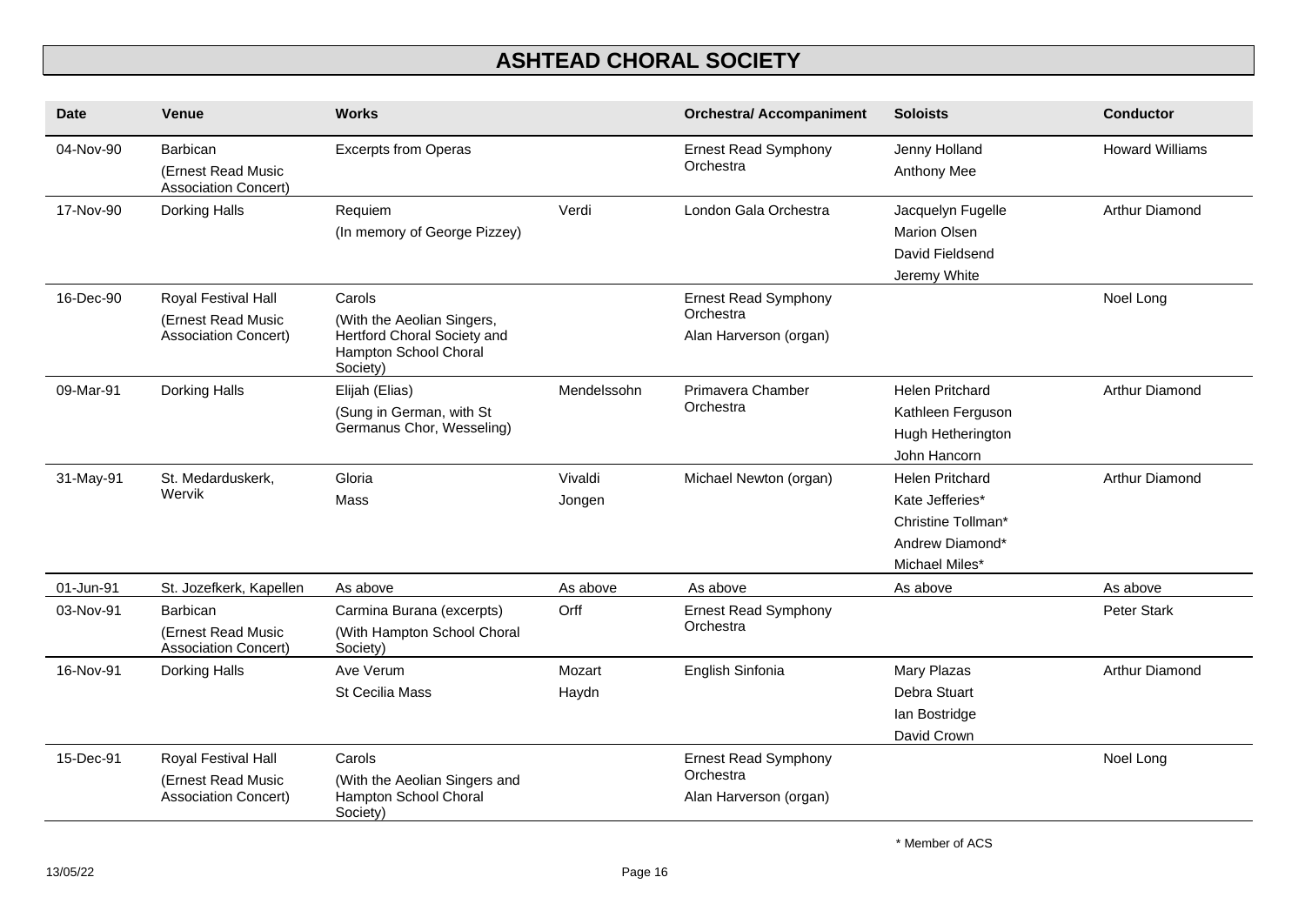# ASHTEAD CHORAL SOCIETY

| Date | Venue | Works | | Orchestral/ Accompaniment | Soloists | Conductor |
|---|---|---|---|---|---|---|
| 04-Nov-90 | Barbican<br>(Ernest Read Music Association Concert) | Excerpts from Operas | | Ernest Read Symphony Orchestra | Jenny Holland<br>Anthony Mee | Howard Williams |
| 17-Nov-90 | Dorking Halls | Requiem<br>(In memory of George Pizzey) | Verdi | London Gala Orchestra | Jacquelyn Fugelle<br>Marion Olsen<br>David Fieldsend<br>Jeremy White | Arthur Diamond |
| 16-Dec-90 | Royal Festival Hall<br>(Ernest Read Music Association Concert) | Carols<br>(With the Aeolian Singers, Hertford Choral Society and Hampton School Choral Society) | | Ernest Read Symphony Orchestra<br>Alan Harverson (organ) | | Noel Long |
| 09-Mar-91 | Dorking Halls | Elijah (Elias)<br>(Sung in German, with St Germanus Chor, Wesseling) | Mendelssohn | Primavera Chamber Orchestra | Helen Pritchard<br>Kathleen Ferguson<br>Hugh Hetherington<br>John Hancorn | Arthur Diamond |
| 31-May-91 | St. Medarduskerk, Wervik | Gloria<br>Mass | Vivaldi<br>Jongen | Michael Newton (organ) | Helen Pritchard<br>Kate Jefferies*<br>Christine Tollman*<br>Andrew Diamond*<br>Michael Miles* | Arthur Diamond |
| 01-Jun-91 | St. Jozefkerk, Kapellen | As above | As above | As above | As above | As above |
| 03-Nov-91 | Barbican<br>(Ernest Read Music Association Concert) | Carmina Burana (excerpts)<br>(With Hampton School Choral Society) | Orff | Ernest Read Symphony Orchestra | | Peter Stark |
| 16-Nov-91 | Dorking Halls | Ave Verum<br>St Cecilia Mass | Mozart<br>Haydn | English Sinfonia | Mary Plazas<br>Debra Stuart<br>Ian Bostridge<br>David Crown | Arthur Diamond |
| 15-Dec-91 | Royal Festival Hall<br>(Ernest Read Music Association Concert) | Carols<br>(With the Aeolian Singers and Hampton School Choral Society) | | Ernest Read Symphony Orchestra<br>Alan Harverson (organ) | | Noel Long |

\* Member of ACS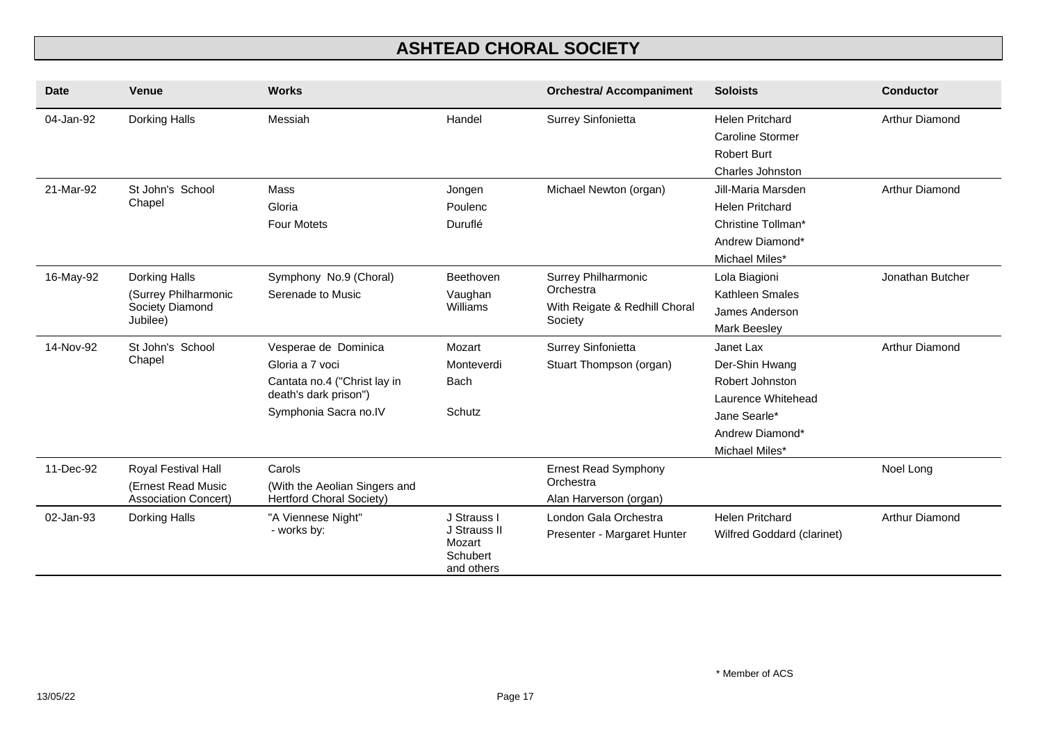# ASHTEAD CHORAL SOCIETY

| Date | Venue | Works | | Orchestral/ Accompaniment | Soloists | Conductor |
|---|---|---|---|---|---|---|
| 04-Jan-92 | Dorking Halls | Messiah | Handel | Surrey Sinfonietta | Helen Pritchard<br>Caroline Stormer<br>Robert Burt<br>Charles Johnston | Arthur Diamond |
| 21-Mar-92 | St John's School Chapel | Mass<br>Gloria<br>Four Motets | Jongen<br>Poulenc<br>Duruflé | Michael Newton (organ) | Jill-Maria Marsden<br>Helen Pritchard<br>Christine Tollman*<br>Andrew Diamond*<br>Michael Miles* | Arthur Diamond |
| 16-May-92 | Dorking Halls<br>(Surrey Philharmonic Society Diamond Jubilee) | Symphony No.9 (Choral)<br>Serenade to Music | Beethoven<br>Vaughan Williams | Surrey Philharmonic Orchestra<br>With Reigate & Redhill Choral Society | Lola Biagioni<br>Kathleen Smales<br>James Anderson<br>Mark Beesley | Jonathan Butcher |
| 14-Nov-92 | St John's School Chapel | Vesperae de Dominica<br>Gloria a 7 voci<br>Cantata no.4 ("Christ lay in death's dark prison")<br>Symphonia Sacra no.IV | Mozart<br>Monteverdi<br>Bach<br>Schutz | Surrey Sinfonietta<br>Stuart Thompson (organ) | Janet Lax<br>Der-Shin Hwang<br>Robert Johnston<br>Laurence Whitehead<br>Jane Searle*<br>Andrew Diamond*<br>Michael Miles* | Arthur Diamond |
| 11-Dec-92 | Royal Festival Hall<br>(Ernest Read Music Association Concert) | Carols<br>(With the Aeolian Singers and Hertford Choral Society) | | Ernest Read Symphony Orchestra<br>Alan Harverson (organ) | | Noel Long |
| 02-Jan-93 | Dorking Halls | "A Viennese Night"<br>- works by: | J Strauss I<br>J Strauss II<br>Mozart<br>Schubert<br>and others | London Gala Orchestra<br>Presenter - Margaret Hunter | Helen Pritchard<br>Wilfred Goddard (clarinet) | Arthur Diamond |

\* Member of ACS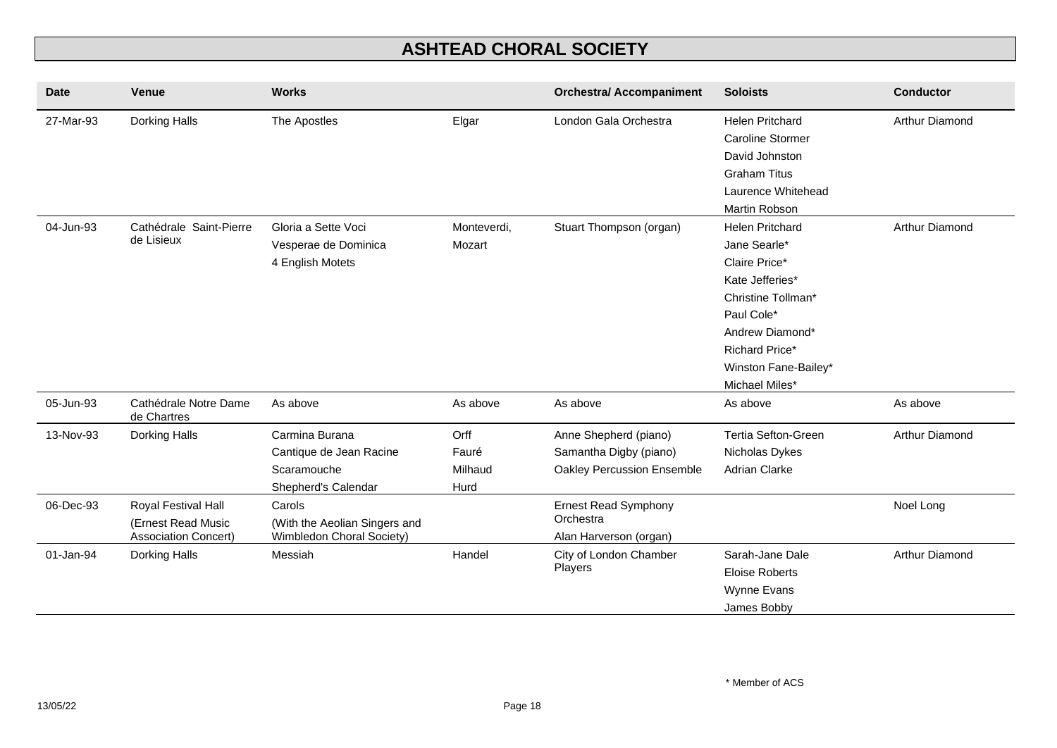# ASHTEAD CHORAL SOCIETY

| Date | Venue | Works | | Orchestral/ Accompaniment | Soloists | Conductor |
|---|---|---|---|---|---|---|
| 27-Mar-93 | Dorking Halls | The Apostles | Elgar | London Gala Orchestra | Helen Pritchard<br>Caroline Stormer<br>David Johnston<br>Graham Titus<br>Laurence Whitehead<br>Martin Robson | Arthur Diamond |
| 04-Jun-93 | Cathédrale Saint-Pierre de Lisieux | Gloria a Sette Voci<br>Vesperae de Dominica<br>4 English Motets | Monteverdi,<br>Mozart | Stuart Thompson (organ) | Helen Pritchard<br>Jane Searle*<br>Claire Price*<br>Kate Jefferies*<br>Christine Tollman*<br>Paul Cole*<br>Andrew Diamond*<br>Richard Price*<br>Winston Fane-Bailey*<br>Michael Miles* | Arthur Diamond |
| 05-Jun-93 | Cathédrale Notre Dame de Chartres | As above | As above | As above | As above | As above |
| 13-Nov-93 | Dorking Halls | Carmina Burana<br>Cantique de Jean Racine<br>Scaramouche<br>Shepherd's Calendar | Orff<br>Fauré<br>Milhaud<br>Hurd | Anne Shepherd (piano)<br>Samantha Digby (piano)<br>Oakley Percussion Ensemble | Tertia Sefton-Green<br>Nicholas Dykes<br>Adrian Clarke | Arthur Diamond |
| 06-Dec-93 | Royal Festival Hall (Ernest Read Music Association Concert) | Carols<br>(With the Aeolian Singers and Wimbledon Choral Society) | | Ernest Read Symphony Orchestra<br>Alan Harverson (organ) | | Noel Long |
| 01-Jan-94 | Dorking Halls | Messiah | Handel | City of London Chamber Players | Sarah-Jane Dale<br>Eloise Roberts<br>Wynne Evans<br>James Bobby | Arthur Diamond |

* Member of ACS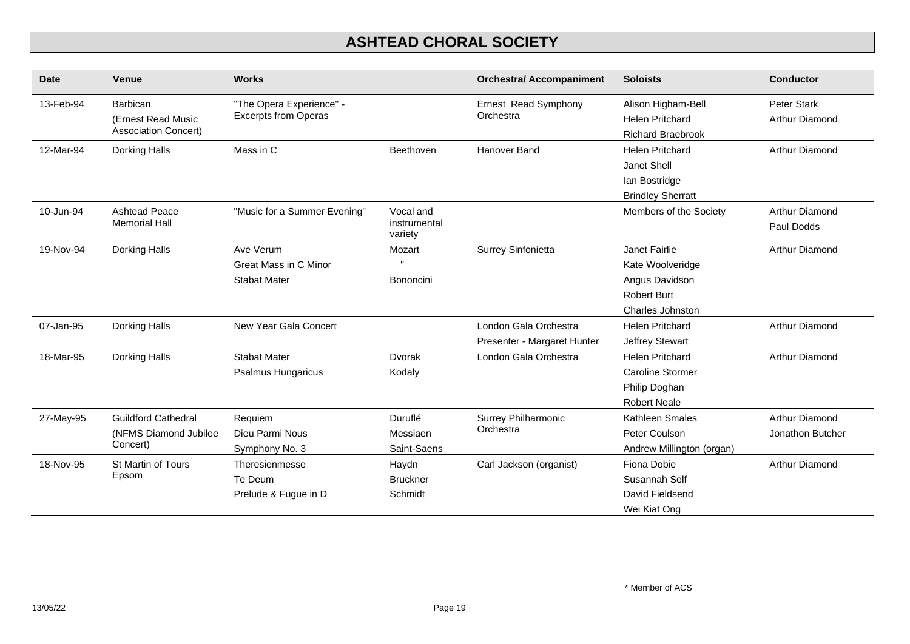# ASHTEAD CHORAL SOCIETY

| Date | Venue | Works | | Orchestra/ Accompaniment | Soloists | Conductor |
|---|---|---|---|---|---|---|
| 13-Feb-94 | Barbican (Ernest Read Music Association Concert) | "The Opera Experience" - Excerpts from Operas | | Ernest Read Symphony Orchestra | Alison Higham-Bell<br>Helen Pritchard<br>Richard Braebrook | Peter Stark<br>Arthur Diamond |
| 12-Mar-94 | Dorking Halls | Mass in C | Beethoven | Hanover Band | Helen Pritchard<br>Janet Shell<br>Ian Bostridge<br>Brindley Sherratt | Arthur Diamond |
| 10-Jun-94 | Ashtead Peace Memorial Hall | "Music for a Summer Evening" | Vocal and instrumental variety | | Members of the Society | Arthur Diamond<br>Paul Dodds |
| 19-Nov-94 | Dorking Halls | Ave Verum<br>Great Mass in C Minor<br>Stabat Mater | Mozart<br>"<br>Bononcini | Surrey Sinfonietta | Janet Fairlie<br>Kate Woolveridge<br>Angus Davidson<br>Robert Burt<br>Charles Johnston | Arthur Diamond |
| 07-Jan-95 | Dorking Halls | New Year Gala Concert | | London Gala Orchestra<br>Presenter - Margaret Hunter | Helen Pritchard<br>Jeffrey Stewart | Arthur Diamond |
| 18-Mar-95 | Dorking Halls | Stabat Mater<br>Psalmus Hungaricus | Dvorak<br>Kodaly | London Gala Orchestra | Helen Pritchard<br>Caroline Stormer<br>Philip Doghan<br>Robert Neale | Arthur Diamond |
| 27-May-95 | Guildford Cathedral (NFMS Diamond Jubilee Concert) | Requiem<br>Dieu Parmi Nous<br>Symphony No. 3 | Duruflé<br>Messiaen<br>Saint-Saens | Surrey Philharmonic Orchestra | Kathleen Smales<br>Peter Coulson<br>Andrew Millington (organ) | Arthur Diamond<br>Jonathon Butcher |
| 18-Nov-95 | St Martin of Tours Epsom | Theresienmesse<br>Te Deum<br>Prelude & Fugue in D | Haydn<br>Bruckner<br>Schmidt | Carl Jackson (organist) | Fiona Dobie<br>Susannah Self<br>David Fieldsend<br>Wei Kiat Ong | Arthur Diamond |

\* Member of ACS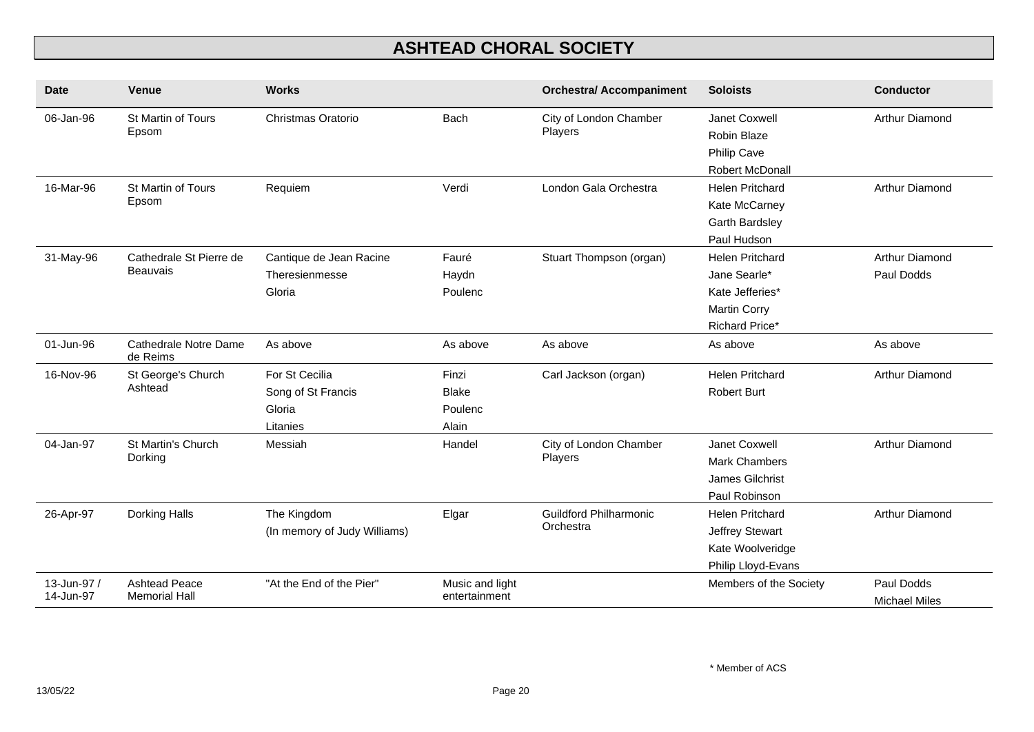# ASHTEAD CHORAL SOCIETY

| Date | Venue | Works | | Orchestral/ Accompaniment | Soloists | Conductor |
|---|---|---|---|---|---|---|
| 06-Jan-96 | St Martin of Tours Epsom | Christmas Oratorio | Bach | City of London Chamber Players | Janet Coxwell<br>Robin Blaze<br>Philip Cave<br>Robert McDonall | Arthur Diamond |
| 16-Mar-96 | St Martin of Tours Epsom | Requiem | Verdi | London Gala Orchestra | Helen Pritchard<br>Kate McCarney<br>Garth Bardsley<br>Paul Hudson | Arthur Diamond |
| 31-May-96 | Cathedrale St Pierre de Beauvais | Cantique de Jean Racine<br>Theresienmesse<br>Gloria | Fauré<br>Haydn<br>Poulenc | Stuart Thompson (organ) | Helen Pritchard<br>Jane Searle*<br>Kate Jefferies*<br>Martin Corry<br>Richard Price* | Arthur Diamond<br>Paul Dodds |
| 01-Jun-96 | Cathedrale Notre Dame de Reims | As above | As above | As above | As above | As above |
| 16-Nov-96 | St George's Church Ashtead | For St Cecilia<br>Song of St Francis<br>Gloria<br>Litanies | Finzi<br>Blake<br>Poulenc<br>Alain | Carl Jackson (organ) | Helen Pritchard<br>Robert Burt | Arthur Diamond |
| 04-Jan-97 | St Martin's Church Dorking | Messiah | Handel | City of London Chamber Players | Janet Coxwell<br>Mark Chambers<br>James Gilchrist<br>Paul Robinson | Arthur Diamond |
| 26-Apr-97 | Dorking Halls | The Kingdom<br>(In memory of Judy Williams) | Elgar | Guildford Philharmonic Orchestra | Helen Pritchard<br>Jeffrey Stewart<br>Kate Woolveridge<br>Philip Lloyd-Evans | Arthur Diamond |
| 13-Jun-97 / 14-Jun-97 | Ashtead Peace Memorial Hall | "At the End of the Pier" | Music and light entertainment | | Members of the Society | Paul Dodds<br>Michael Miles |

\* Member of ACS

13/05/22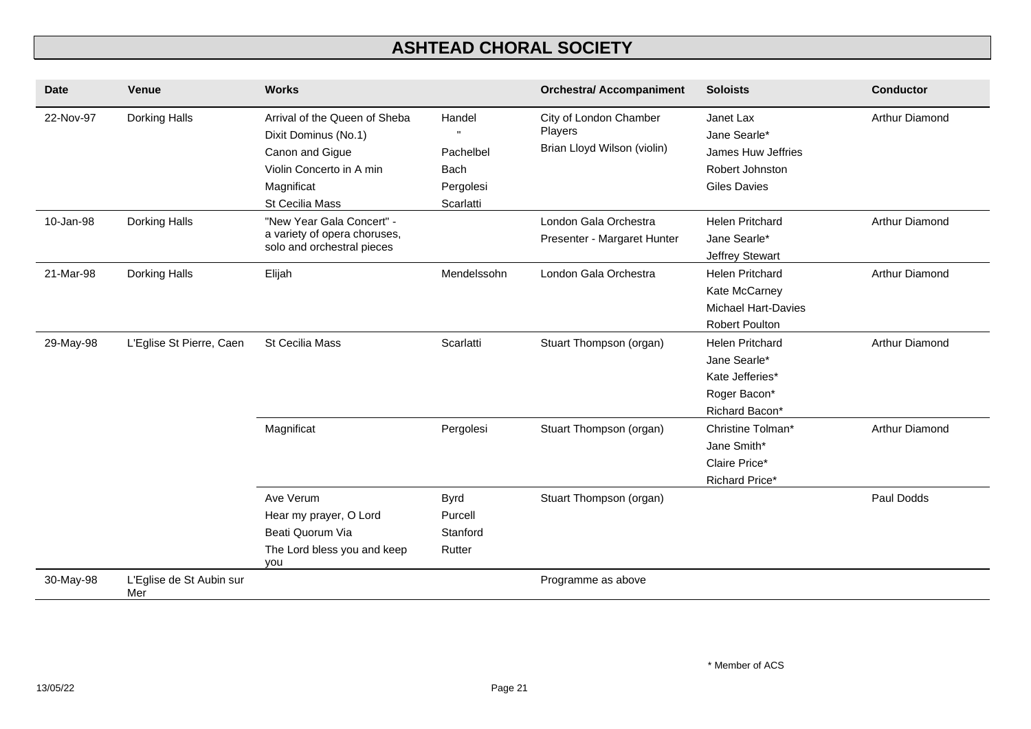# ASHTEAD CHORAL SOCIETY

| Date | Venue | Works | | Orchestra/ Accompaniment | Soloists | Conductor |
|---|---|---|---|---|---|---|
| 22-Nov-97 | Dorking Halls | Arrival of the Queen of Sheba<br>Dixit Dominus (No.1)<br>Canon and Gigue<br>Violin Concerto in A min<br>Magnificat<br>St Cecilia Mass | Handel<br>"<br>Pachelbel<br>Bach<br>Pergolesi<br>Scarlatti | City of London Chamber Players<br>Brian Lloyd Wilson (violin) | Janet Lax<br>Jane Searle*<br>James Huw Jeffries<br>Robert Johnston<br>Giles Davies | Arthur Diamond |
| 10-Jan-98 | Dorking Halls | "New Year Gala Concert" - a variety of opera choruses, solo and orchestral pieces | | London Gala Orchestra<br>Presenter - Margaret Hunter | Helen Pritchard<br>Jane Searle*<br>Jeffrey Stewart | Arthur Diamond |
| 21-Mar-98 | Dorking Halls | Elijah | Mendelssohn | London Gala Orchestra | Helen Pritchard<br>Kate McCarney<br>Michael Hart-Davies<br>Robert Poulton | Arthur Diamond |
| 29-May-98 | L'Eglise St Pierre, Caen | St Cecilia Mass | Scarlatti | Stuart Thompson (organ) | Helen Pritchard<br>Jane Searle*<br>Kate Jefferies*<br>Roger Bacon*<br>Richard Bacon* | Arthur Diamond |
| | | Magnificat | Pergolesi | Stuart Thompson (organ) | Christine Tolman*<br>Jane Smith*<br>Claire Price*<br>Richard Price* | Arthur Diamond |
| | | Ave Verum<br>Hear my prayer, O Lord<br>Beati Quorum Via<br>The Lord bless you and keep you | Byrd<br>Purcell<br>Stanford<br>Rutter | Stuart Thompson (organ) | | Paul Dodds |
| 30-May-98 | L'Eglise de St Aubin sur Mer | | | Programme as above | | |

\* Member of ACS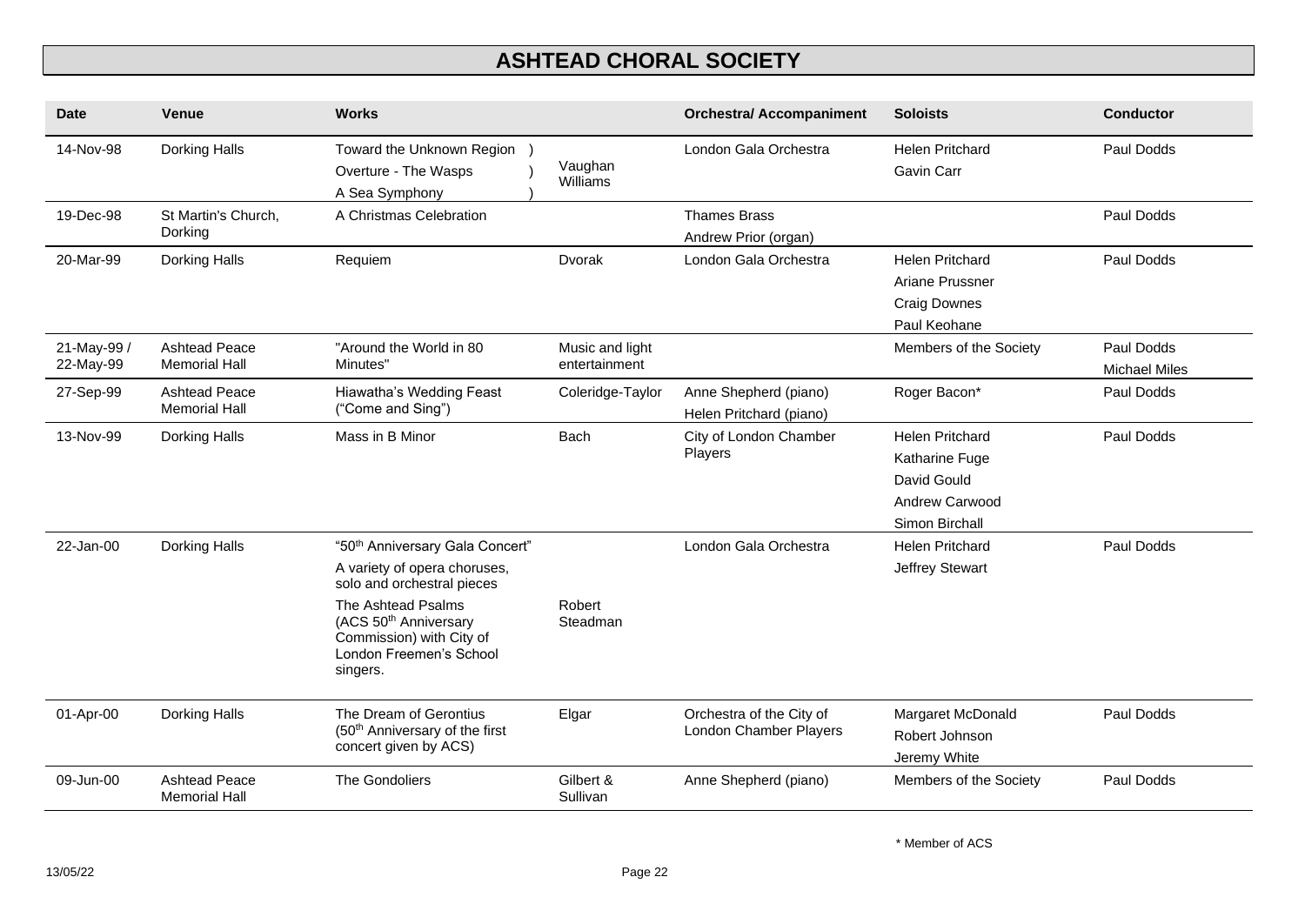# ASHTEAD CHORAL SOCIETY

| Date | Venue | Works | | Orchestral/ Accompaniment | Soloists | Conductor |
|---|---|---|---|---|---|---|
| 14-Nov-98 | Dorking Halls | Toward the Unknown Region )<br>Overture - The Wasps )<br>A Sea Symphony ) | Vaughan Williams | London Gala Orchestra | Helen Pritchard<br>Gavin Carr | Paul Dodds |
| 19-Dec-98 | St Martin's Church, Dorking | A Christmas Celebration | | Thames Brass<br>Andrew Prior (organ) | | Paul Dodds |
| 20-Mar-99 | Dorking Halls | Requiem | Dvorak | London Gala Orchestra | Helen Pritchard<br>Ariane Prussner<br>Craig Downes<br>Paul Keohane | Paul Dodds |
| 21-May-99 / 22-May-99 | Ashtead Peace Memorial Hall | "Around the World in 80 Minutes" | Music and light entertainment | | Members of the Society | Paul Dodds<br>Michael Miles |
| 27-Sep-99 | Ashtead Peace Memorial Hall | Hiawatha's Wedding Feast ("Come and Sing") | Coleridge-Taylor | Anne Shepherd (piano)<br>Helen Pritchard (piano) | Roger Bacon* | Paul Dodds |
| 13-Nov-99 | Dorking Halls | Mass in B Minor | Bach | City of London Chamber Players | Helen Pritchard<br>Katharine Fuge<br>David Gould<br>Andrew Carwood<br>Simon Birchall | Paul Dodds |
| 22-Jan-00 | Dorking Halls | "50th Anniversary Gala Concert"<br>A variety of opera choruses, solo and orchestral pieces<br>The Ashtead Psalms (ACS 50th Anniversary Commission) with City of London Freemen's School singers. | <br><br>Robert Steadman | London Gala Orchestra | Helen Pritchard<br>Jeffrey Stewart | Paul Dodds |
| 01-Apr-00 | Dorking Halls | The Dream of Gerontius (50th Anniversary of the first concert given by ACS) | Elgar | Orchestra of the City of London Chamber Players | Margaret McDonald<br>Robert Johnson<br>Jeremy White | Paul Dodds |
| 09-Jun-00 | Ashtead Peace Memorial Hall | The Gondoliers | Gilbert & Sullivan | Anne Shepherd (piano) | Members of the Society | Paul Dodds |

\* Member of ACS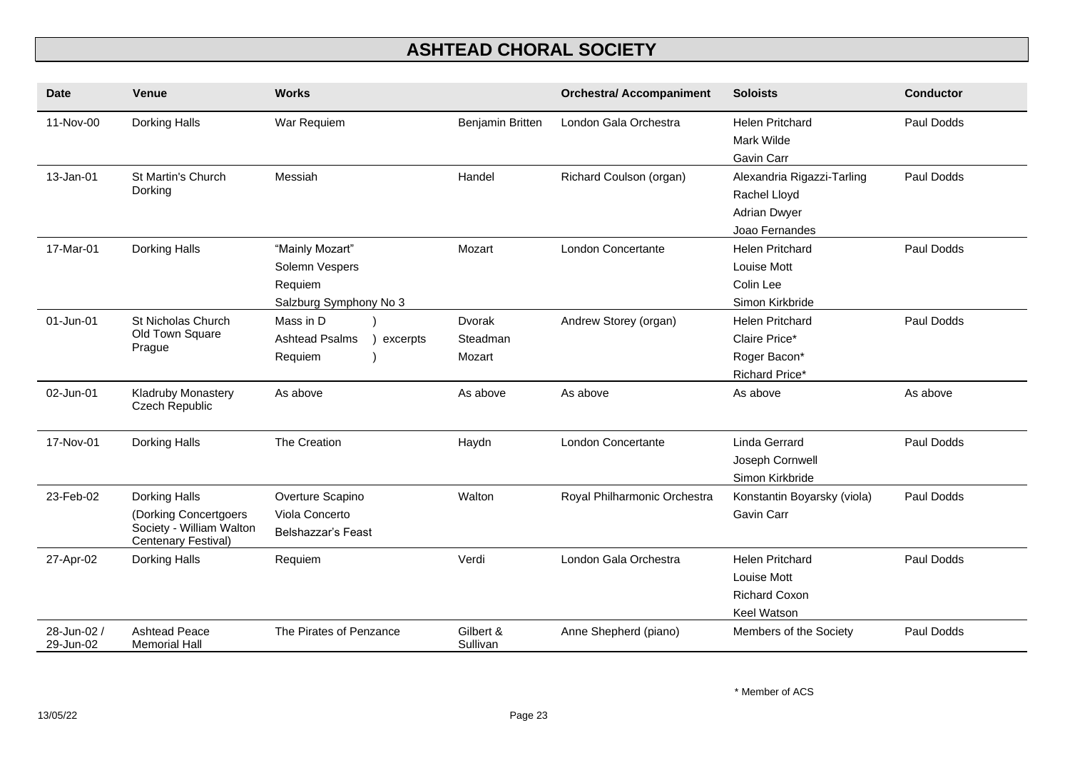# ASHTEAD CHORAL SOCIETY

| Date | Venue | Works | | Orchestral/ Accompaniment | Soloists | Conductor |
|---|---|---|---|---|---|---|
| 11-Nov-00 | Dorking Halls | War Requiem | Benjamin Britten | London Gala Orchestra | Helen Pritchard<br>Mark Wilde<br>Gavin Carr | Paul Dodds |
| 13-Jan-01 | St Martin's Church Dorking | Messiah | Handel | Richard Coulson (organ) | Alexandria Rigazzi-Tarling<br>Rachel Lloyd<br>Adrian Dwyer<br>Joao Fernandes | Paul Dodds |
| 17-Mar-01 | Dorking Halls | "Mainly Mozart"<br>Solemn Vespers<br>Requiem<br>Salzburg Symphony No 3 | Mozart | London Concertante | Helen Pritchard<br>Louise Mott<br>Colin Lee<br>Simon Kirkbride | Paul Dodds |
| 01-Jun-01 | St Nicholas Church Old Town Square Prague | Mass in D )<br>Ashtead Psalms ) excerpts<br>Requiem ) | Dvorak<br>Steadman<br>Mozart | Andrew Storey (organ) | Helen Pritchard<br>Claire Price*<br>Roger Bacon*<br>Richard Price* | Paul Dodds |
| 02-Jun-01 | Kladruby Monastery Czech Republic | As above | As above | As above | As above | As above |
| 17-Nov-01 | Dorking Halls | The Creation | Haydn | London Concertante | Linda Gerrard<br>Joseph Cornwell<br>Simon Kirkbride | Paul Dodds |
| 23-Feb-02 | Dorking Halls (Dorking Concertgoers Society - William Walton Centenary Festival) | Overture Scapino<br>Viola Concerto<br>Belshazzar's Feast | Walton | Royal Philharmonic Orchestra | Konstantin Boyarsky (viola)<br>Gavin Carr | Paul Dodds |
| 27-Apr-02 | Dorking Halls | Requiem | Verdi | London Gala Orchestra | Helen Pritchard<br>Louise Mott<br>Richard Coxon<br>Keel Watson | Paul Dodds |
| 28-Jun-02 / 29-Jun-02 | Ashtead Peace Memorial Hall | The Pirates of Penzance | Gilbert & Sullivan | Anne Shepherd (piano) | Members of the Society | Paul Dodds |

* Member of ACS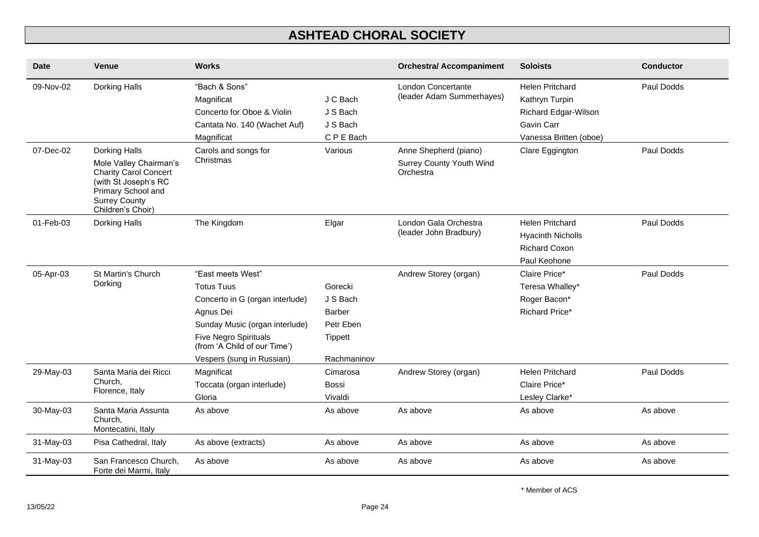# ASHTEAD CHORAL SOCIETY

| Date | Venue | Works | | Orchestral/ Accompaniment | Soloists | Conductor |
|---|---|---|---|---|---|---|
| 09-Nov-02 | Dorking Halls | "Bach & Sons"<br>Magnificat<br>Concerto for Oboe & Violin<br>Cantata No. 140 (Wachet Auf)<br>Magnificat | <br>J C Bach<br>J S Bach<br>J S Bach<br>C P E Bach | London Concertante (leader Adam Summerhayes) | Helen Pritchard<br>Kathryn Turpin<br>Richard Edgar-Wilson<br>Gavin Carr<br>Vanessa Britten (oboe) | Paul Dodds |
| 07-Dec-02 | Dorking Halls<br>Mole Valley Chairman's Charity Carol Concert (with St Joseph's RC Primary School and Surrey County Children's Choir) | Carols and songs for Christmas | Various | Anne Shepherd (piano)<br>Surrey County Youth Wind Orchestra | Clare Eggington | Paul Dodds |
| 01-Feb-03 | Dorking Halls | The Kingdom | Elgar | London Gala Orchestra (leader John Bradbury) | Helen Pritchard<br>Hyacinth Nicholls<br>Richard Coxon<br>Paul Keohone | Paul Dodds |
| 05-Apr-03 | St Martin's Church Dorking | "East meets West"<br>Totus Tuus<br>Concerto in G (organ interlude)<br>Agnus Dei<br>Sunday Music (organ interlude)<br>Five Negro Spirituals (from 'A Child of our Time')<br>Vespers (sung in Russian) | <br>Gorecki<br>J S Bach<br>Barber<br>Petr Eben<br>Tippett<br>Rachmaninov | Andrew Storey (organ) | Claire Price*<br>Teresa Whalley*<br>Roger Bacon*<br>Richard Price* | Paul Dodds |
| 29-May-03 | Santa Maria dei Ricci Church, Florence, Italy | Magnificat<br>Toccata (organ interlude)<br>Gloria | Cimarosa<br>Bossi<br>Vivaldi | Andrew Storey (organ) | Helen Pritchard<br>Claire Price*<br>Lesley Clarke* | Paul Dodds |
| 30-May-03 | Santa Maria Assunta Church, Montecatini, Italy | As above | As above | As above | As above | As above |
| 31-May-03 | Pisa Cathedral, Italy | As above (extracts) | As above | As above | As above | As above |
| 31-May-03 | San Francesco Church, Forte dei Marmi, Italy | As above | As above | As above | As above | As above |

* Member of ACS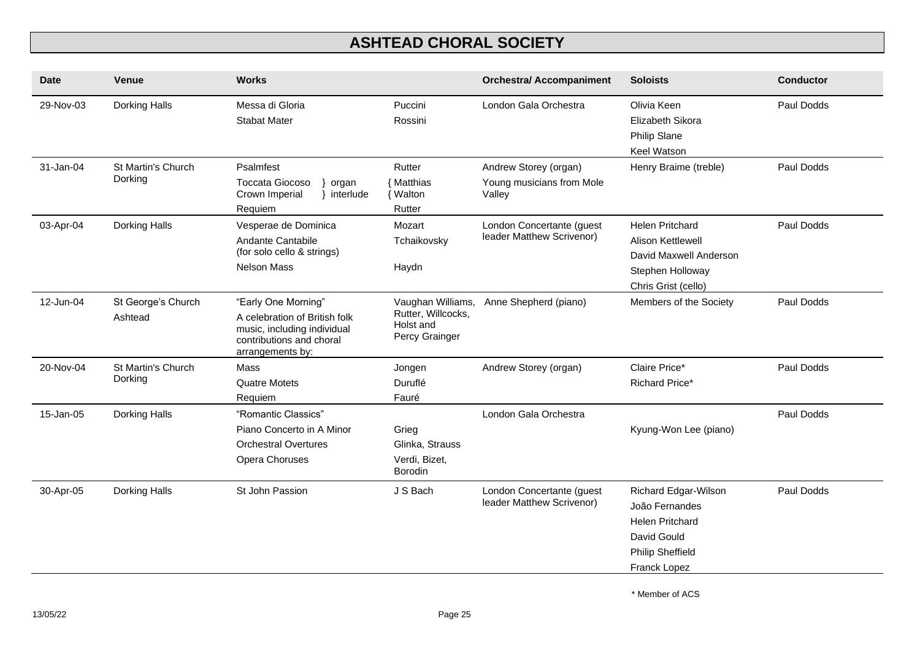# ASHTEAD CHORAL SOCIETY

| Date | Venue | Works | | Orchestral/ Accompaniment | Soloists | Conductor |
|---|---|---|---|---|---|---|
| 29-Nov-03 | Dorking Halls | Messa di Gloria<br>Stabat Mater | Puccini<br>Rossini | London Gala Orchestra | Olivia Keen<br>Elizabeth Sikora<br>Philip Slane<br>Keel Watson | Paul Dodds |
| 31-Jan-04 | St Martin's Church Dorking | Psalmfest<br>Toccata Giocoso } organ<br>Crown Imperial } interlude<br>Requiem | Rutter<br>{ Matthias<br>{ Walton<br>Rutter | Andrew Storey (organ)<br>Young musicians from Mole Valley | Henry Braime (treble) | Paul Dodds |
| 03-Apr-04 | Dorking Halls | Vesperae de Dominica<br>Andante Cantabile (for solo cello & strings)<br>Nelson Mass | Mozart<br>Tchaikovsky<br>Haydn | London Concertante (guest leader Matthew Scrivenor) | Helen Pritchard<br>Alison Kettlewell<br>David Maxwell Anderson<br>Stephen Holloway<br>Chris Grist (cello) | Paul Dodds |
| 12-Jun-04 | St George's Church Ashtead | "Early One Morning"<br>A celebration of British folk music, including individual contributions and choral arrangements by: | Vaughan Williams, Rutter, Willcocks, Holst and Percy Grainger | Anne Shepherd (piano) | Members of the Society | Paul Dodds |
| 20-Nov-04 | St Martin's Church Dorking | Mass<br>Quatre Motets<br>Requiem | Jongen<br>Duruflé<br>Fauré | Andrew Storey (organ) | Claire Price*<br>Richard Price* | Paul Dodds |
| 15-Jan-05 | Dorking Halls | "Romantic Classics"<br>Piano Concerto in A Minor<br>Orchestral Overtures<br>Opera Choruses | <br>Grieg<br>Glinka, Strauss<br>Verdi, Bizet, Borodin | London Gala Orchestra | Kyung-Won Lee (piano) | Paul Dodds |
| 30-Apr-05 | Dorking Halls | St John Passion | J S Bach | London Concertante (guest leader Matthew Scrivenor) | Richard Edgar-Wilson<br>João Fernandes<br>Helen Pritchard<br>David Gould<br>Philip Sheffield<br>Franck Lopez | Paul Dodds |

\* Member of ACS

13/05/22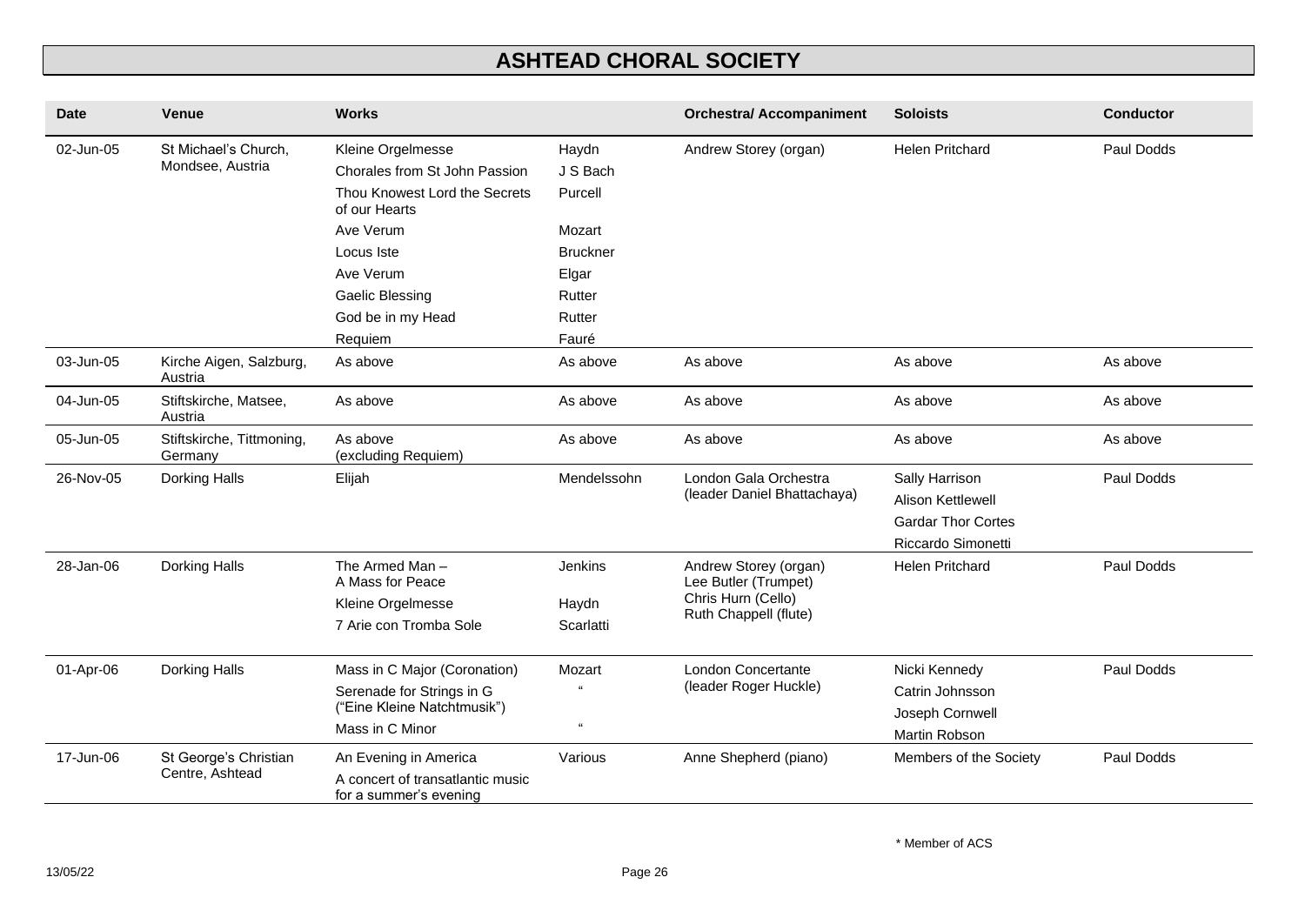# ASHTEAD CHORAL SOCIETY

| Date | Venue | Works | | Orchestra/ Accompaniment | Soloists | Conductor |
|---|---|---|---|---|---|---|
| 02-Jun-05 | St Michael's Church, Mondsee, Austria | Kleine Orgelmesse | Haydn | Andrew Storey (organ) | Helen Pritchard | Paul Dodds |
| | | Chorales from St John Passion | J S Bach | | | |
| | | Thou Knowest Lord the Secrets of our Hearts | Purcell | | | |
| | | Ave Verum | Mozart | | | |
| | | Locus Iste | Bruckner | | | |
| | | Ave Verum | Elgar | | | |
| | | Gaelic Blessing | Rutter | | | |
| | | God be in my Head | Rutter | | | |
| | | Requiem | Fauré | | | |
| 03-Jun-05 | Kirche Aigen, Salzburg, Austria | As above | As above | As above | As above | As above |
| 04-Jun-05 | Stiftskirche, Matsee, Austria | As above | As above | As above | As above | As above |
| 05-Jun-05 | Stiftskirche, Tittmoning, Germany | As above (excluding Requiem) | As above | As above | As above | As above |
| 26-Nov-05 | Dorking Halls | Elijah | Mendelssohn | London Gala Orchestra (leader Daniel Bhattachaya) | Sally Harrison | Paul Dodds |
| | | | | | Alison Kettlewell | |
| | | | | | Gardar Thor Cortes | |
| | | | | | Riccardo Simonetti | |
| 28-Jan-06 | Dorking Halls | The Armed Man – A Mass for Peace | Jenkins | Andrew Storey (organ) Lee Butler (Trumpet) Chris Hurn (Cello) Ruth Chappell (flute) | Helen Pritchard | Paul Dodds |
| | | Kleine Orgelmesse | Haydn | | | |
| | | 7 Arie con Tromba Sole | Scarlatti | | | |
| 01-Apr-06 | Dorking Halls | Mass in C Major (Coronation) | Mozart | London Concertante (leader Roger Huckle) | Nicki Kennedy | Paul Dodds |
| | | Serenade for Strings in G ("Eine Kleine Natchtmusik") | " | | Catrin Johnsson | |
| | | | | | Joseph Cornwell | |
| | | Mass in C Minor | " | | Martin Robson | |
| 17-Jun-06 | St George's Christian Centre, Ashtead | An Evening in America | Various | Anne Shepherd (piano) | Members of the Society | Paul Dodds |
| | | A concert of transatlantic music for a summer's evening | | | | |

\* Member of ACS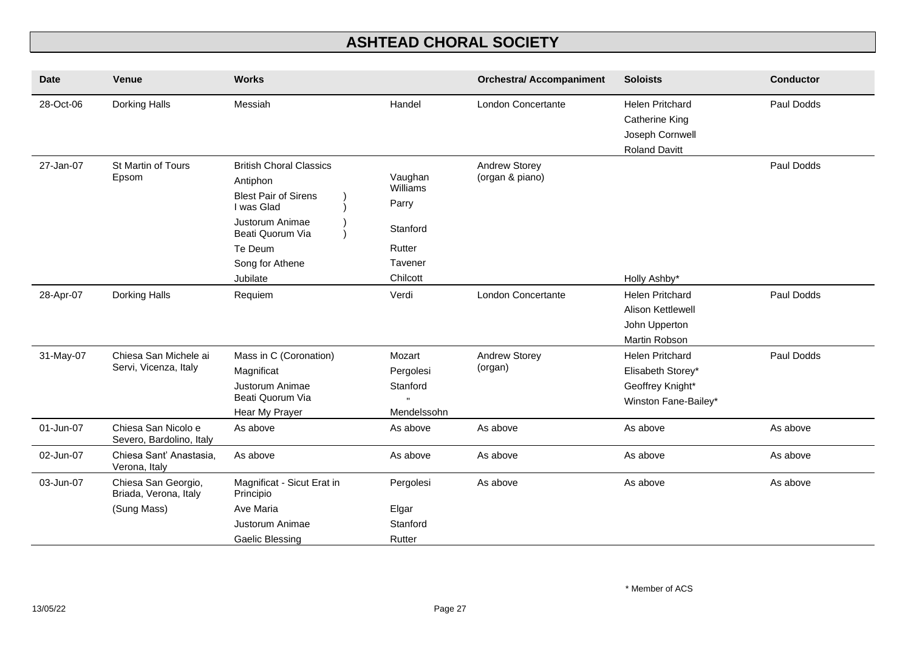# ASHTEAD CHORAL SOCIETY

| Date | Venue | Works | | Orchestra/ Accompaniment | Soloists | Conductor |
|---|---|---|---|---|---|---|
| 28-Oct-06 | Dorking Halls | Messiah | Handel | London Concertante | Helen Pritchard<br>Catherine King<br>Joseph Cornwell<br>Roland Davitt | Paul Dodds |
| 27-Jan-07 | St Martin of Tours Epsom | British Choral Classics<br>Antiphon<br>Blest Pair of Sirens )<br>I was Glad )<br>Justorum Animae )<br>Beati Quorum Via )<br>Te Deum<br>Song for Athene<br>Jubilate | <br>Vaughan Williams<br>Parry<br><br>Stanford<br><br>Rutter<br>Tavener<br>Chilcott | Andrew Storey (organ & piano) | Holly Ashby* | Paul Dodds |
| 28-Apr-07 | Dorking Halls | Requiem | Verdi | London Concertante | Helen Pritchard<br>Alison Kettlewell<br>John Upperton<br>Martin Robson | Paul Dodds |
| 31-May-07 | Chiesa San Michele ai Servi, Vicenza, Italy | Mass in C (Coronation)<br>Magnificat<br>Justorum Animae<br>Beati Quorum Via<br>Hear My Prayer | Mozart<br>Pergolesi<br>Stanford<br>"<br>Mendelssohn | Andrew Storey (organ) | Helen Pritchard<br>Elisabeth Storey*<br>Geoffrey Knight*<br>Winston Fane-Bailey* | Paul Dodds |
| 01-Jun-07 | Chiesa San Nicolo e Severo, Bardolino, Italy | As above | As above | As above | As above | As above |
| 02-Jun-07 | Chiesa Sant' Anastasia, Verona, Italy | As above | As above | As above | As above | As above |
| 03-Jun-07 | Chiesa San Georgio, Briada, Verona, Italy<br>(Sung Mass) | Magnificat - Sicut Erat in Principio<br>Ave Maria<br>Justorum Animae<br>Gaelic Blessing | Pergolesi<br>Elgar<br>Stanford<br>Rutter | As above | As above | As above |

\* Member of ACS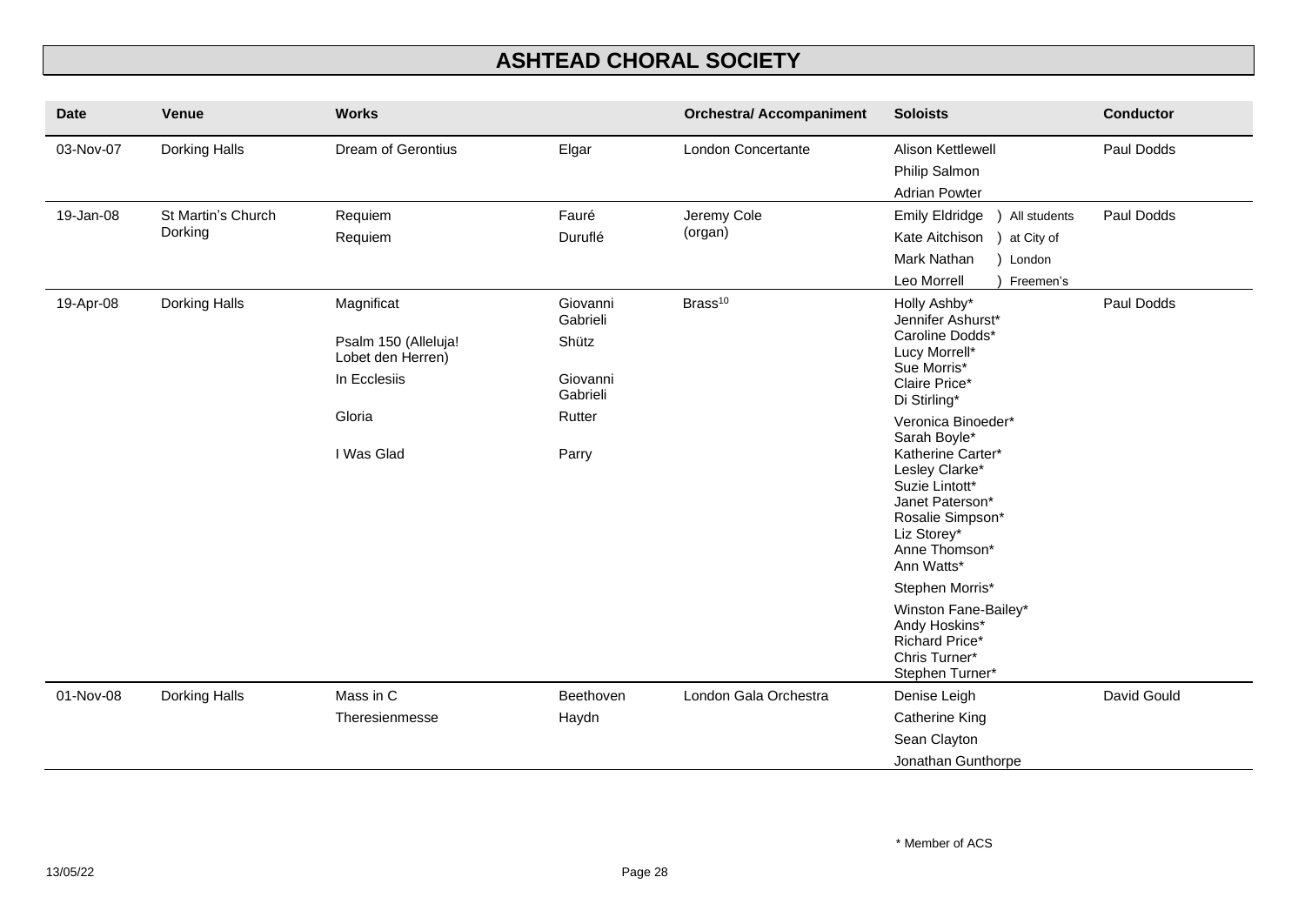# ASHTEAD CHORAL SOCIETY

| Date | Venue | Works | | Orchestral/ Accompaniment | Soloists | Conductor |
|---|---|---|---|---|---|---|
| 03-Nov-07 | Dorking Halls | Dream of Gerontius | Elgar | London Concertante | Alison Kettlewell<br>Philip Salmon<br>Adrian Powter | Paul Dodds |
| 19-Jan-08 | St Martin's Church Dorking | Requiem<br>Requiem | Fauré<br>Duruflé | Jeremy Cole (organ) | Emily Eldridge ) All students<br>Kate Aitchison ) at City of<br>Mark Nathan ) London<br>Leo Morrell ) Freemen's | Paul Dodds |
| 19-Apr-08 | Dorking Halls | Magnificat<br>Psalm 150 (Alleluja! Lobet den Herren)<br>In Ecclesiis<br>Gloria<br>I Was Glad | Giovanni Gabrieli<br>Shütz<br>Giovanni Gabrieli<br>Rutter<br>Parry | Brass[10] | Holly Ashby*<br>Jennifer Ashurst*<br>Caroline Dodds*<br>Lucy Morrell*<br>Sue Morris*<br>Claire Price*<br>Di Stirling*<br>Veronica Binoeder*<br>Sarah Boyle*<br>Katherine Carter*<br>Lesley Clarke*<br>Suzie Lintott*<br>Janet Paterson*<br>Rosalie Simpson*<br>Liz Storey*<br>Anne Thomson*<br>Ann Watts*<br>Stephen Morris*<br>Winston Fane-Bailey*<br>Andy Hoskins*<br>Richard Price*<br>Chris Turner*<br>Stephen Turner* | Paul Dodds |
| 01-Nov-08 | Dorking Halls | Mass in C<br>Theresienmesse | Beethoven<br>Haydn | London Gala Orchestra | Denise Leigh<br>Catherine King<br>Sean Clayton<br>Jonathan Gunthorpe | David Gould |

\* Member of ACS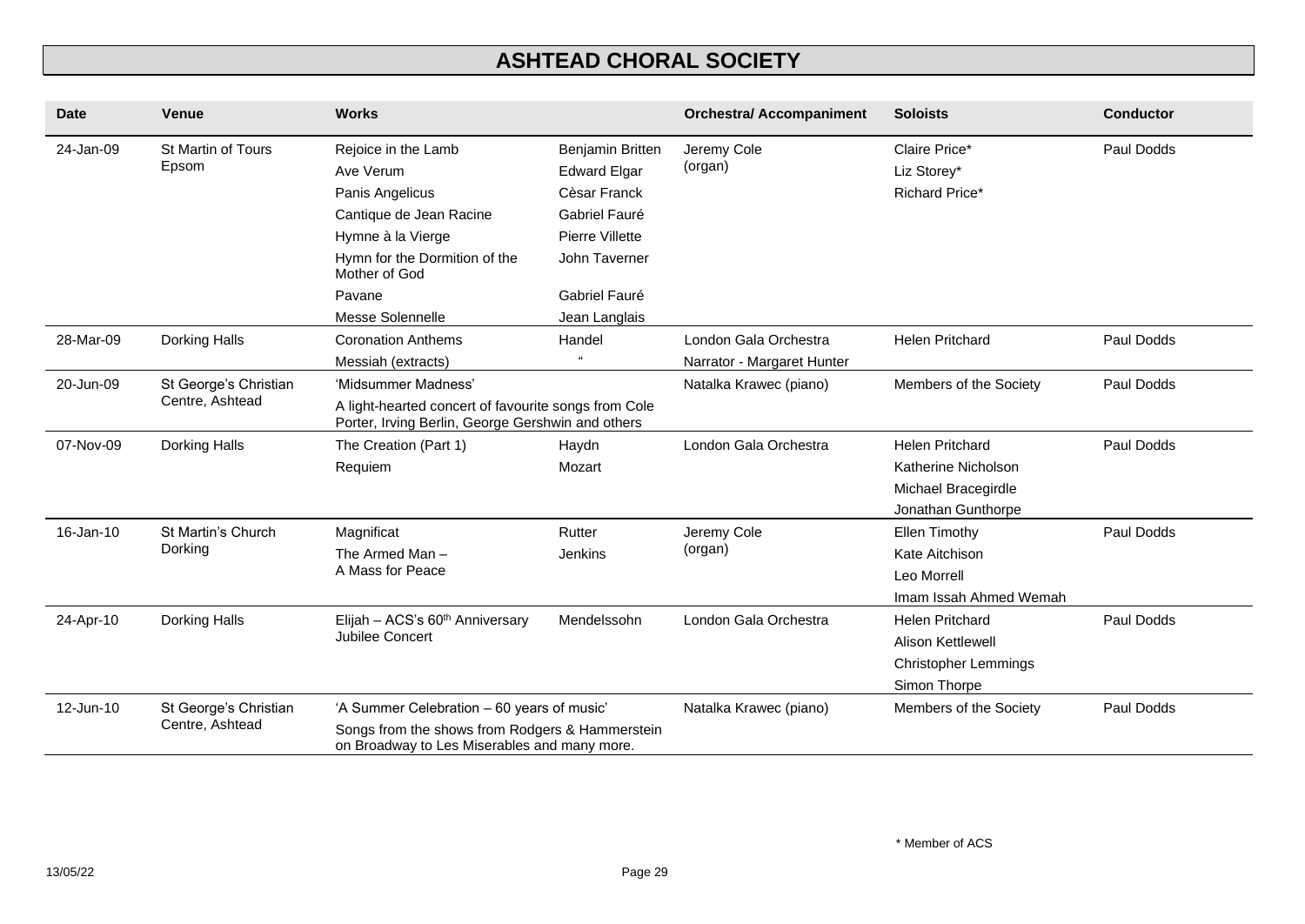# ASHTEAD CHORAL SOCIETY

| Date | Venue | Works | | Orchestral/ Accompaniment | Soloists | Conductor |
|---|---|---|---|---|---|---|
| 24-Jan-09 | St Martin of Tours Epsom | Rejoice in the Lamb | Benjamin Britten | Jeremy Cole (organ) | Claire Price* | Paul Dodds |
| | | Ave Verum | Edward Elgar | | Liz Storey* | |
| | | Panis Angelicus | Cèsar Franck | | Richard Price* | |
| | | Cantique de Jean Racine | Gabriel Fauré | | | |
| | | Hymne à la Vierge | Pierre Villette | | | |
| | | Hymn for the Dormition of the Mother of God | John Taverner | | | |
| | | Pavane | Gabriel Fauré | | | |
| | | Messe Solennelle | Jean Langlais | | | |
| 28-Mar-09 | Dorking Halls | Coronation Anthems | Handel | London Gala Orchestra | Helen Pritchard | Paul Dodds |
| | | Messiah (extracts) | " | Narrator - Margaret Hunter | | |
| 20-Jun-09 | St George's Christian Centre, Ashtead | 'Midsummer Madness' A light-hearted concert of favourite songs from Cole Porter, Irving Berlin, George Gershwin and others | | Natalka Krawec (piano) | Members of the Society | Paul Dodds |
| 07-Nov-09 | Dorking Halls | The Creation (Part 1) | Haydn | London Gala Orchestra | Helen Pritchard | Paul Dodds |
| | | Requiem | Mozart | | Katherine Nicholson | |
| | | | | | Michael Bracegirdle | |
| | | | | | Jonathan Gunthorpe | |
| 16-Jan-10 | St Martin's Church Dorking | Magnificat | Rutter | Jeremy Cole (organ) | Ellen Timothy | Paul Dodds |
| | | The Armed Man – A Mass for Peace | Jenkins | | Kate Aitchison | |
| | | | | | Leo Morrell | |
| | | | | | Imam Issah Ahmed Wemah | |
| 24-Apr-10 | Dorking Halls | Elijah – ACS's 60th Anniversary Jubilee Concert | Mendelssohn | London Gala Orchestra | Helen Pritchard | Paul Dodds |
| | | | | | Alison Kettlewell | |
| | | | | | Christopher Lemmings | |
| | | | | | Simon Thorpe | |
| 12-Jun-10 | St George's Christian Centre, Ashtead | 'A Summer Celebration – 60 years of music' Songs from the shows from Rodgers & Hammerstein on Broadway to Les Miserables and many more. | | Natalka Krawec (piano) | Members of the Society | Paul Dodds |

* Member of ACS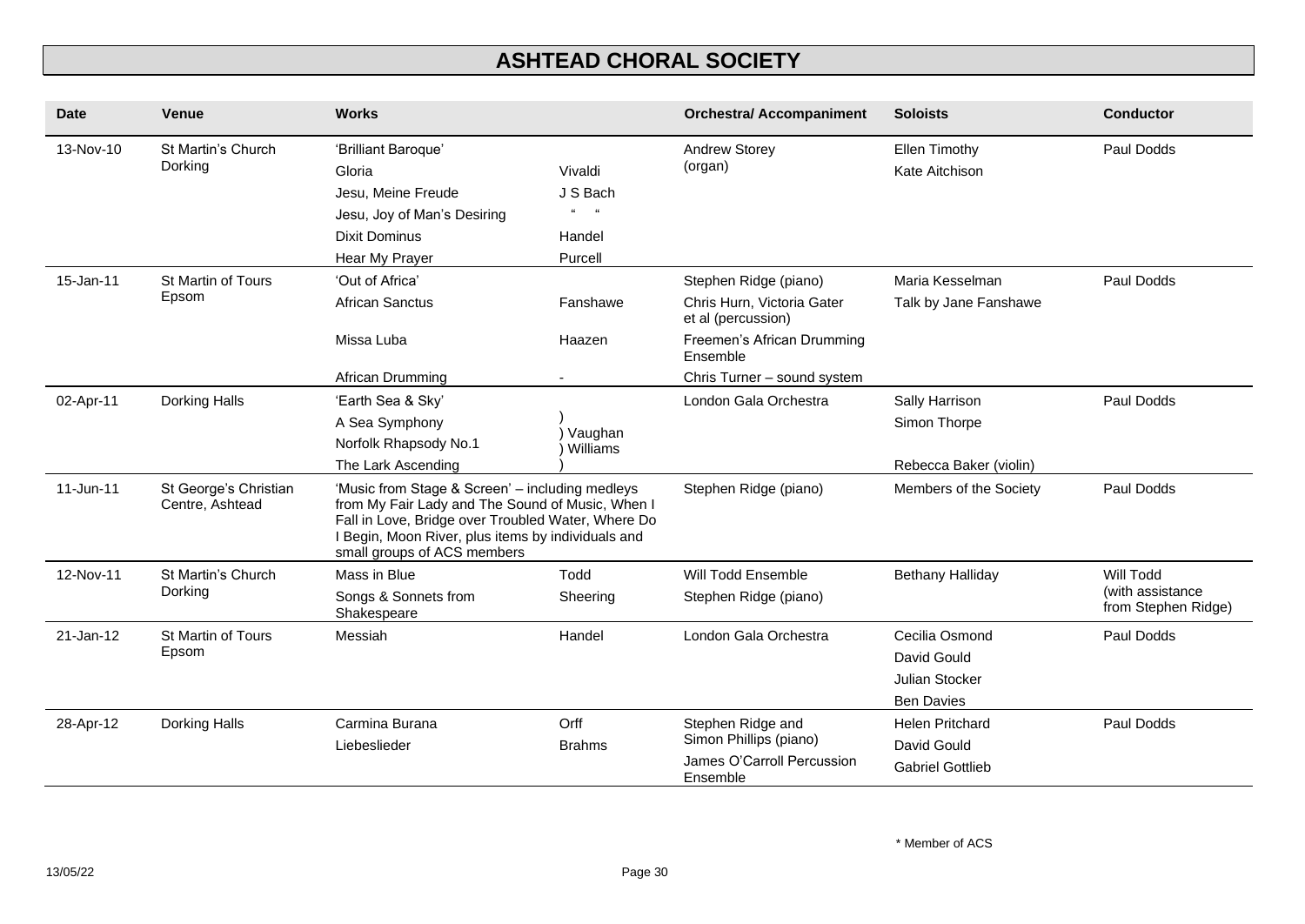# ASHTEAD CHORAL SOCIETY

| Date | Venue | Works | | Orchestral/ Accompaniment | Soloists | Conductor |
|---|---|---|---|---|---|---|
| 13-Nov-10 | St Martin's Church Dorking | 'Brilliant Baroque' | | Andrew Storey (organ) | Ellen Timothy | Paul Dodds |
| | | Gloria | Vivaldi | | Kate Aitchison | |
| | | Jesu, Meine Freude | J S Bach | | | |
| | | Jesu, Joy of Man's Desiring | " " | | | |
| | | Dixit Dominus | Handel | | | |
| | | Hear My Prayer | Purcell | | | |
| 15-Jan-11 | St Martin of Tours Epsom | 'Out of Africa' | | Stephen Ridge (piano) | Maria Kesselman | Paul Dodds |
| | | African Sanctus | Fanshawe | Chris Hurn, Victoria Gater et al (percussion) | Talk by Jane Fanshawe | |
| | | Missa Luba | Haazen | Freemen's African Drumming Ensemble | | |
| | | African Drumming | - | Chris Turner – sound system | | |
| 02-Apr-11 | Dorking Halls | 'Earth Sea & Sky' | | London Gala Orchestra | Sally Harrison | Paul Dodds |
| | | A Sea Symphony | ) Vaughan | | Simon Thorpe | |
| | | Norfolk Rhapsody No.1 | ) Williams | | | |
| | | The Lark Ascending | ) | | Rebecca Baker (violin) | |
| 11-Jun-11 | St George's Christian Centre, Ashtead | 'Music from Stage & Screen' – including medleys from My Fair Lady and The Sound of Music, When I Fall in Love, Bridge over Troubled Water, Where Do I Begin, Moon River, plus items by individuals and small groups of ACS members | | Stephen Ridge (piano) | Members of the Society | Paul Dodds |
| 12-Nov-11 | St Martin's Church Dorking | Mass in Blue | Todd | Will Todd Ensemble | Bethany Halliday | Will Todd (with assistance from Stephen Ridge) |
| | | Songs & Sonnets from Shakespeare | Sheering | Stephen Ridge (piano) | | |
| 21-Jan-12 | St Martin of Tours Epsom | Messiah | Handel | London Gala Orchestra | Cecilia Osmond | Paul Dodds |
| | | | | | David Gould | |
| | | | | | Julian Stocker | |
| | | | | | Ben Davies | |
| 28-Apr-12 | Dorking Halls | Carmina Burana | Orff | Stephen Ridge and Simon Phillips (piano) | Helen Pritchard | Paul Dodds |
| | | Liebeslieder | Brahms | | David Gould | |
| | | | | James O'Carroll Percussion Ensemble | Gabriel Gottlieb | |

\* Member of ACS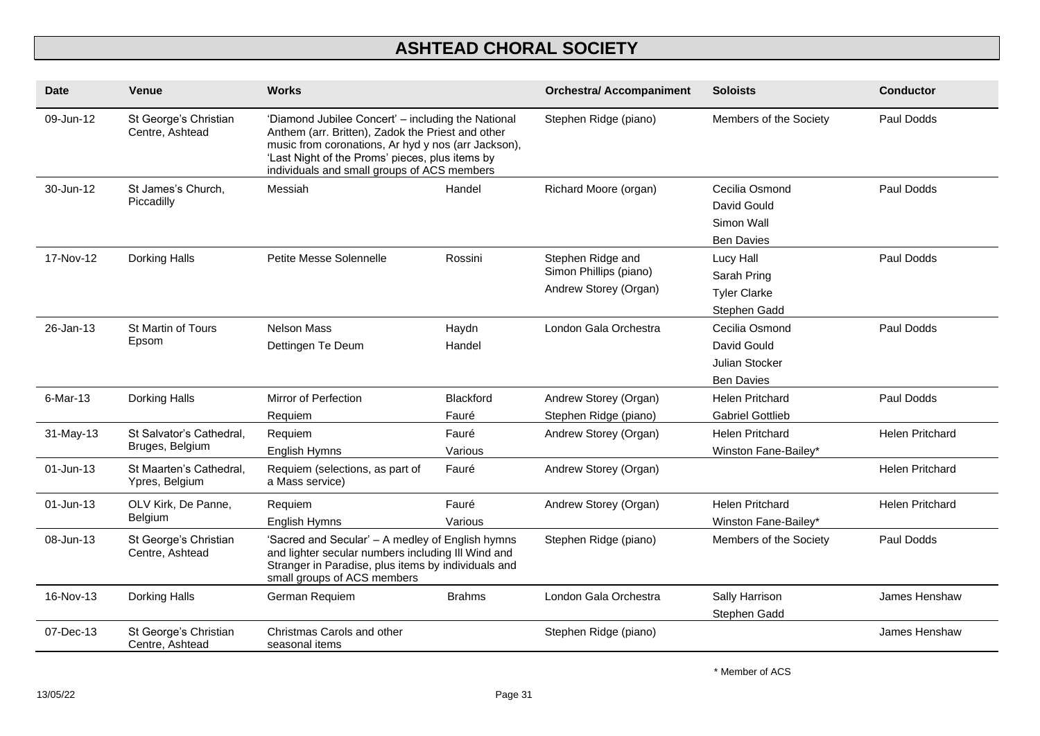# ASHTEAD CHORAL SOCIETY

| Date | Venue | Works | | Orchestral/ Accompaniment | Soloists | Conductor |
|---|---|---|---|---|---|---|
| 09-Jun-12 | St George's Christian Centre, Ashtead | 'Diamond Jubilee Concert' – including the National Anthem (arr. Britten), Zadok the Priest and other music from coronations, Ar hyd y nos (arr Jackson), 'Last Night of the Proms' pieces, plus items by individuals and small groups of ACS members | | Stephen Ridge (piano) | Members of the Society | Paul Dodds |
| 30-Jun-12 | St James's Church, Piccadilly | Messiah | Handel | Richard Moore (organ) | Cecilia Osmond<br>David Gould<br>Simon Wall<br>Ben Davies | Paul Dodds |
| 17-Nov-12 | Dorking Halls | Petite Messe Solennelle | Rossini | Stephen Ridge and Simon Phillips (piano)<br>Andrew Storey (Organ) | Lucy Hall<br>Sarah Pring<br>Tyler Clarke<br>Stephen Gadd | Paul Dodds |
| 26-Jan-13 | St Martin of Tours Epsom | Nelson Mass<br>Dettingen Te Deum | Haydn<br>Handel | London Gala Orchestra | Cecilia Osmond<br>David Gould<br>Julian Stocker<br>Ben Davies | Paul Dodds |
| 6-Mar-13 | Dorking Halls | Mirror of Perfection<br>Requiem | Blackford<br>Fauré | Andrew Storey (Organ)<br>Stephen Ridge (piano) | Helen Pritchard<br>Gabriel Gottlieb | Paul Dodds |
| 31-May-13 | St Salvator's Cathedral, Bruges, Belgium | Requiem<br>English Hymns | Fauré<br>Various | Andrew Storey (Organ) | Helen Pritchard<br>Winston Fane-Bailey* | Helen Pritchard |
| 01-Jun-13 | St Maarten's Cathedral, Ypres, Belgium | Requiem (selections, as part of a Mass service) | Fauré | Andrew Storey (Organ) | | Helen Pritchard |
| 01-Jun-13 | OLV Kirk, De Panne, Belgium | Requiem<br>English Hymns | Fauré<br>Various | Andrew Storey (Organ) | Helen Pritchard<br>Winston Fane-Bailey* | Helen Pritchard |
| 08-Jun-13 | St George's Christian Centre, Ashtead | 'Sacred and Secular' – A medley of English hymns and lighter secular numbers including Ill Wind and Stranger in Paradise, plus items by individuals and small groups of ACS members | | Stephen Ridge (piano) | Members of the Society | Paul Dodds |
| 16-Nov-13 | Dorking Halls | German Requiem | Brahms | London Gala Orchestra | Sally Harrison<br>Stephen Gadd | James Henshaw |
| 07-Dec-13 | St George's Christian Centre, Ashtead | Christmas Carols and other seasonal items | | Stephen Ridge (piano) | | James Henshaw |

\* Member of ACS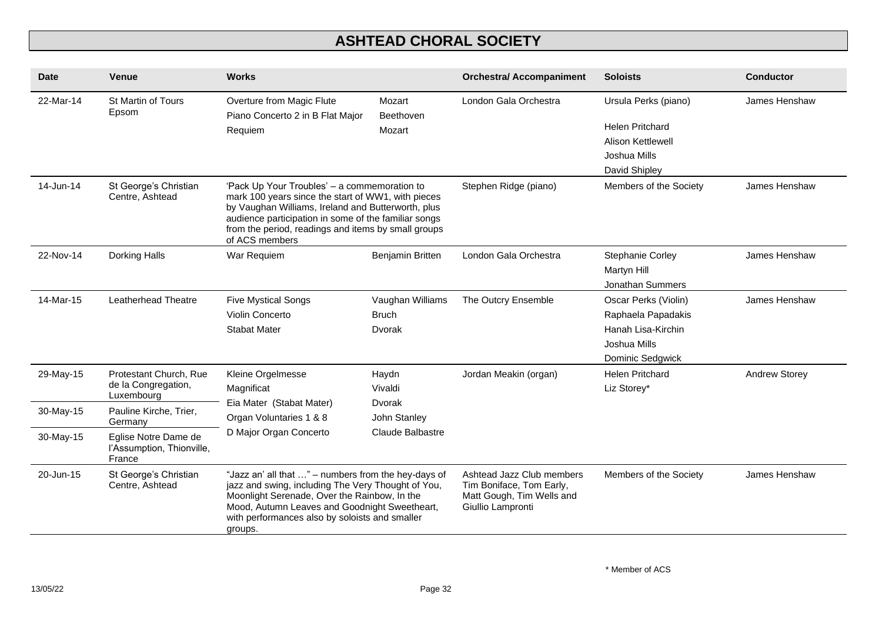# ASHTEAD CHORAL SOCIETY

| Date | Venue | Works | | Orchestral/ Accompaniment | Soloists | Conductor |
|---|---|---|---|---|---|---|
| 22-Mar-14 | St Martin of Tours Epsom | Overture from Magic Flute<br>Piano Concerto 2 in B Flat Major<br>Requiem | Mozart<br>Beethoven<br>Mozart | London Gala Orchestra | Ursula Perks (piano)<br><br>Helen Pritchard<br>Alison Kettlewell<br>Joshua Mills<br>David Shipley | James Henshaw |
| 14-Jun-14 | St George's Christian Centre, Ashtead | 'Pack Up Your Troubles' – a commemoration to mark 100 years since the start of WW1, with pieces by Vaughan Williams, Ireland and Butterworth, plus audience participation in some of the familiar songs from the period, readings and items by small groups of ACS members | | Stephen Ridge (piano) | Members of the Society | James Henshaw |
| 22-Nov-14 | Dorking Halls | War Requiem | Benjamin Britten | London Gala Orchestra | Stephanie Corley<br>Martyn Hill<br>Jonathan Summers | James Henshaw |
| 14-Mar-15 | Leatherhead Theatre | Five Mystical Songs<br>Violin Concerto<br>Stabat Mater | Vaughan Williams<br>Bruch<br>Dvorak | The Outcry Ensemble | Oscar Perks (Violin)<br>Raphaela Papadakis<br>Hanah Lisa-Kirchin<br>Joshua Mills<br>Dominic Sedgwick | James Henshaw |
| 29-May-15 | Protestant Church, Rue de la Congregation, Luxembourg | Kleine Orgelmesse<br>Magnificat<br>Eia Mater (Stabat Mater)<br>Organ Voluntaries 1 & 8<br>D Major Organ Concerto | Haydn<br>Vivaldi<br>Dvorak<br>John Stanley<br>Claude Balbastre | Jordan Meakin (organ) | Helen Pritchard<br>Liz Storey* | Andrew Storey |
| 30-May-15 | Pauline Kirche, Trier, Germany | | | | | |
| 30-May-15 | Eglise Notre Dame de l'Assumption, Thionville, France | | | | | |
| 20-Jun-15 | St George's Christian Centre, Ashtead | "Jazz an' all that …" – numbers from the hey-days of jazz and swing, including The Very Thought of You, Moonlight Serenade, Over the Rainbow, In the Mood, Autumn Leaves and Goodnight Sweetheart, with performances also by soloists and smaller groups. | | Ashtead Jazz Club members Tim Boniface, Tom Early, Matt Gough, Tim Wells and Giullio Lampronti | Members of the Society | James Henshaw |

\* Member of ACS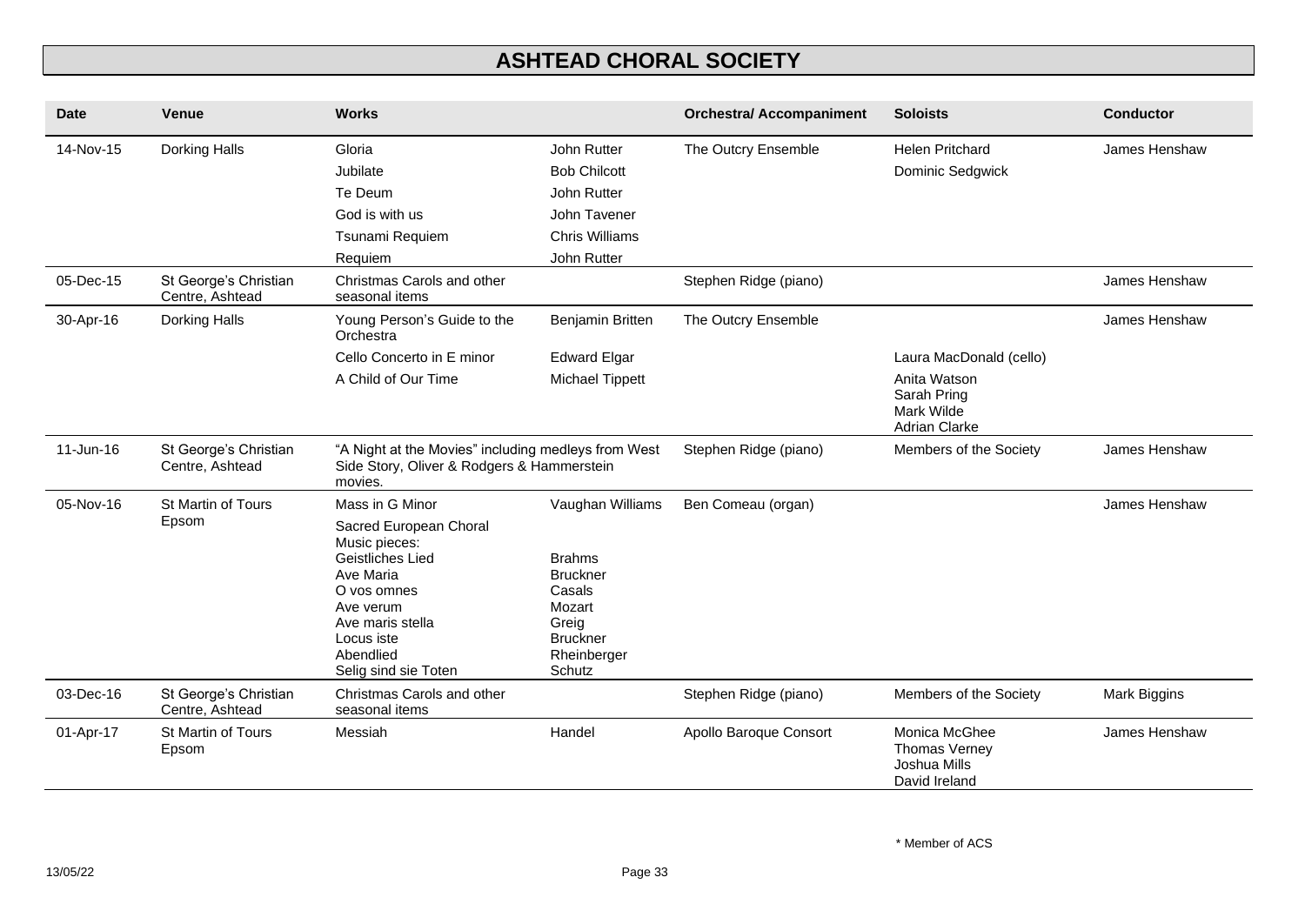# ASHTEAD CHORAL SOCIETY

| Date | Venue | Works | | Orchestral/ Accompaniment | Soloists | Conductor |
|---|---|---|---|---|---|---|
| 14-Nov-15 | Dorking Halls | Gloria | John Rutter | The Outcry Ensemble | Helen Pritchard | James Henshaw |
| | | Jubilate | Bob Chilcott | | Dominic Sedgwick | |
| | | Te Deum | John Rutter | | | |
| | | God is with us | John Tavener | | | |
| | | Tsunami Requiem | Chris Williams | | | |
| | | Requiem | John Rutter | | | |
| 05-Dec-15 | St George's Christian Centre, Ashtead | Christmas Carols and other seasonal items | | Stephen Ridge (piano) | | James Henshaw |
| 30-Apr-16 | Dorking Halls | Young Person's Guide to the Orchestra | Benjamin Britten | The Outcry Ensemble | | James Henshaw |
| | | Cello Concerto in E minor | Edward Elgar | | Laura MacDonald (cello) | |
| | | A Child of Our Time | Michael Tippett | | Anita Watson<br>Sarah Pring<br>Mark Wilde<br>Adrian Clarke | |
| 11-Jun-16 | St George's Christian Centre, Ashtead | "A Night at the Movies" including medleys from West Side Story, Oliver & Rodgers & Hammerstein movies. | | Stephen Ridge (piano) | Members of the Society | James Henshaw |
| 05-Nov-16 | St Martin of Tours Epsom | Mass in G Minor | Vaughan Williams | Ben Comeau (organ) | | James Henshaw |
| | | Sacred European Choral Music pieces:<br>Geistliches Lied<br>Ave Maria<br>O vos omnes<br>Ave verum<br>Ave maris stella<br>Locus iste<br>Abendlied<br>Selig sind sie Toten | <br><br>Brahms<br>Bruckner<br>Casals<br>Mozart<br>Greig<br>Bruckner<br>Rheinberger<br>Schutz | | | |
| 03-Dec-16 | St George's Christian Centre, Ashtead | Christmas Carols and other seasonal items | | Stephen Ridge (piano) | Members of the Society | Mark Biggins |
| 01-Apr-17 | St Martin of Tours Epsom | Messiah | Handel | Apollo Baroque Consort | Monica McGhee<br>Thomas Verney<br>Joshua Mills<br>David Ireland | James Henshaw |

\* Member of ACS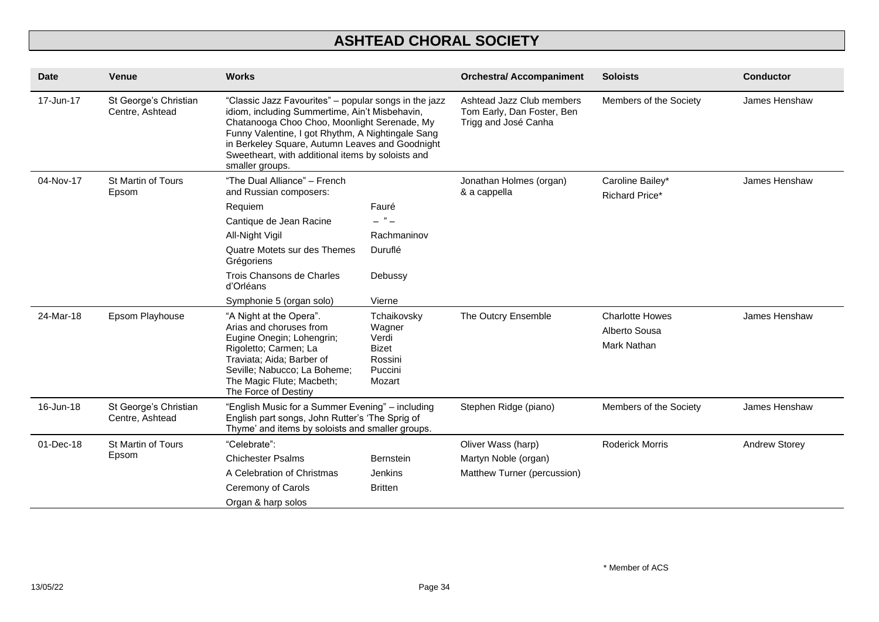# ASHTEAD CHORAL SOCIETY

| Date | Venue | Works | | Orchestra/ Accompaniment | Soloists | Conductor |
|---|---|---|---|---|---|---|
| 17-Jun-17 | St George's Christian Centre, Ashtead | "Classic Jazz Favourites" – popular songs in the jazz idiom, including Summertime, Ain't Misbehavin, Chatanooga Choo Choo, Moonlight Serenade, My Funny Valentine, I got Rhythm, A Nightingale Sang in Berkeley Square, Autumn Leaves and Goodnight Sweetheart, with additional items by soloists and smaller groups. | | Ashtead Jazz Club members Tom Early, Dan Foster, Ben Trigg and José Canha | Members of the Society | James Henshaw |
| 04-Nov-17 | St Martin of Tours Epsom | "The Dual Alliance" – French and Russian composers: | | Jonathan Holmes (organ) & a cappella | Caroline Bailey*<br>Richard Price* | James Henshaw |
| | | Requiem | Fauré | | | |
| | | Cantique de Jean Racine | – " – | | | |
| | | All-Night Vigil | Rachmaninov | | | |
| | | Quatre Motets sur des Themes Grégoriens | Duruflé | | | |
| | | Trois Chansons de Charles d'Orléans | Debussy | | | |
| | | Symphonie 5 (organ solo) | Vierne | | | |
| 24-Mar-18 | Epsom Playhouse | "A Night at the Opera". Arias and choruses from Eugine Onegin; Lohengrin; Rigoletto; Carmen; La Traviata; Aida; Barber of Seville; Nabucco; La Boheme; The Magic Flute; Macbeth; The Force of Destiny | Tchaikovsky<br>Wagner<br>Verdi<br>Bizet<br>Rossini<br>Puccini<br>Mozart | The Outcry Ensemble | Charlotte Howes<br>Alberto Sousa<br>Mark Nathan | James Henshaw |
| 16-Jun-18 | St George's Christian Centre, Ashtead | "English Music for a Summer Evening" – including English part songs, John Rutter's 'The Sprig of Thyme' and items by soloists and smaller groups. | | Stephen Ridge (piano) | Members of the Society | James Henshaw |
| 01-Dec-18 | St Martin of Tours Epsom | "Celebrate": | | Oliver Wass (harp)<br>Martyn Noble (organ)<br>Matthew Turner (percussion) | Roderick Morris | Andrew Storey |
| | | Chichester Psalms | Bernstein | | | |
| | | A Celebration of Christmas | Jenkins | | | |
| | | Ceremony of Carols | Britten | | | |
| | | Organ & harp solos | | | | |

\* Member of ACS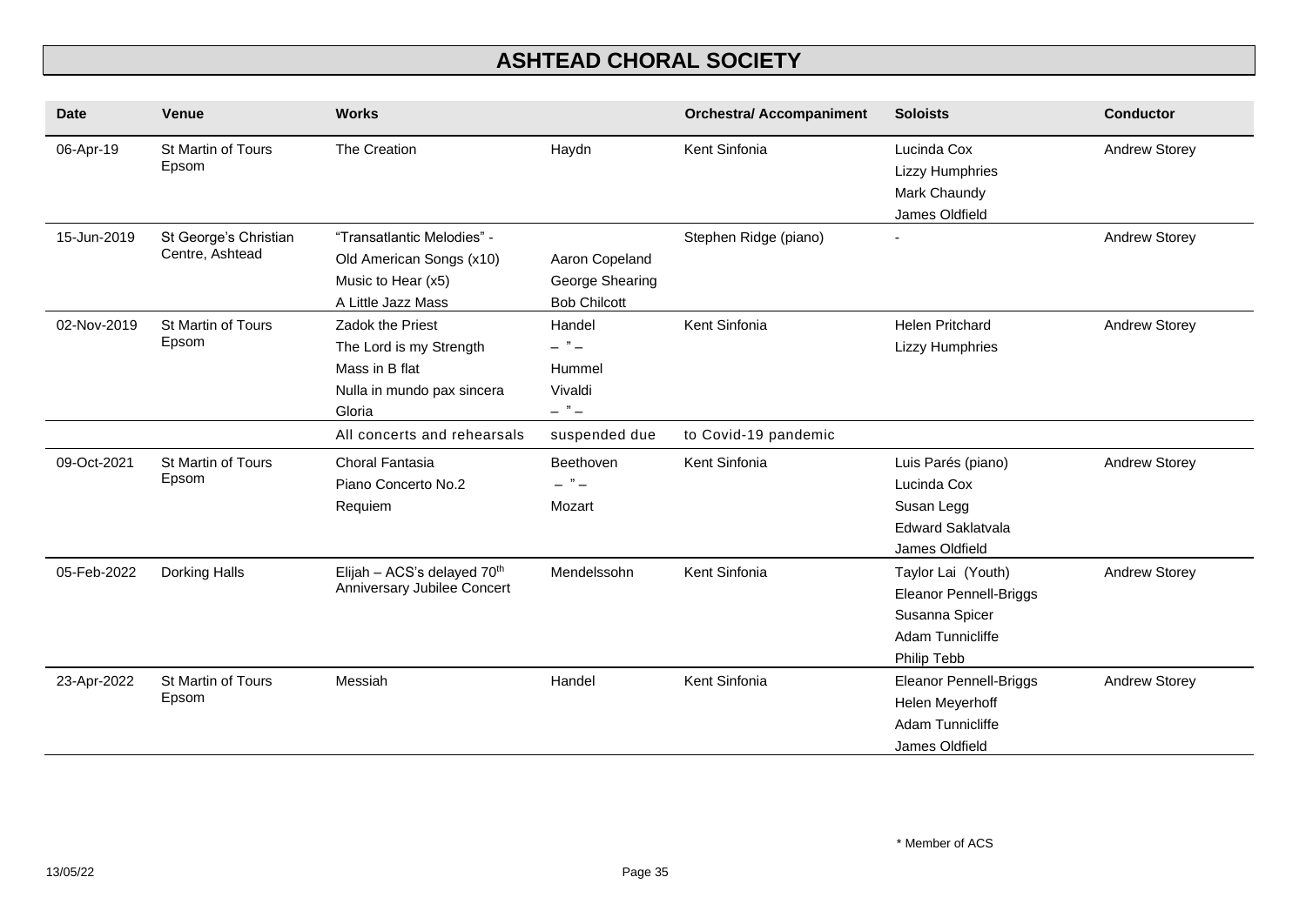# ASHTEAD CHORAL SOCIETY

| Date | Venue | Works | | Orchestral/ Accompaniment | Soloists | Conductor |
|---|---|---|---|---|---|---|
| 06-Apr-19 | St Martin of Tours Epsom | The Creation | Haydn | Kent Sinfonia | Lucinda Cox<br>Lizzy Humphries<br>Mark Chaundy<br>James Oldfield | Andrew Storey |
| 15-Jun-2019 | St George's Christian Centre, Ashtead | "Transatlantic Melodies" -<br>Old American Songs (x10)<br>Music to Hear (x5)<br>A Little Jazz Mass | <br>Aaron Copeland<br>George Shearing<br>Bob Chilcott | Stephen Ridge (piano) | - | Andrew Storey |
| 02-Nov-2019 | St Martin of Tours Epsom | Zadok the Priest<br>The Lord is my Strength<br>Mass in B flat<br>Nulla in mundo pax sincera<br>Gloria | Handel<br>– " –<br>Hummel<br>Vivaldi<br>– " – | Kent Sinfonia | Helen Pritchard<br>Lizzy Humphries | Andrew Storey |
| | | All concerts and rehearsals | suspended due | to Covid-19 pandemic | | |
| 09-Oct-2021 | St Martin of Tours Epsom | Choral Fantasia<br>Piano Concerto No.2<br>Requiem | Beethoven<br>– " –<br>Mozart | Kent Sinfonia | Luis Parés (piano)<br>Lucinda Cox<br>Susan Legg<br>Edward Saklatvala<br>James Oldfield | Andrew Storey |
| 05-Feb-2022 | Dorking Halls | Elijah – ACS's delayed 70th Anniversary Jubilee Concert | Mendelssohn | Kent Sinfonia | Taylor Lai (Youth)<br>Eleanor Pennell-Briggs<br>Susanna Spicer<br>Adam Tunnicliffe<br>Philip Tebb | Andrew Storey |
| 23-Apr-2022 | St Martin of Tours Epsom | Messiah | Handel | Kent Sinfonia | Eleanor Pennell-Briggs<br>Helen Meyerhoff<br>Adam Tunnicliffe<br>James Oldfield | Andrew Storey |

* Member of ACS